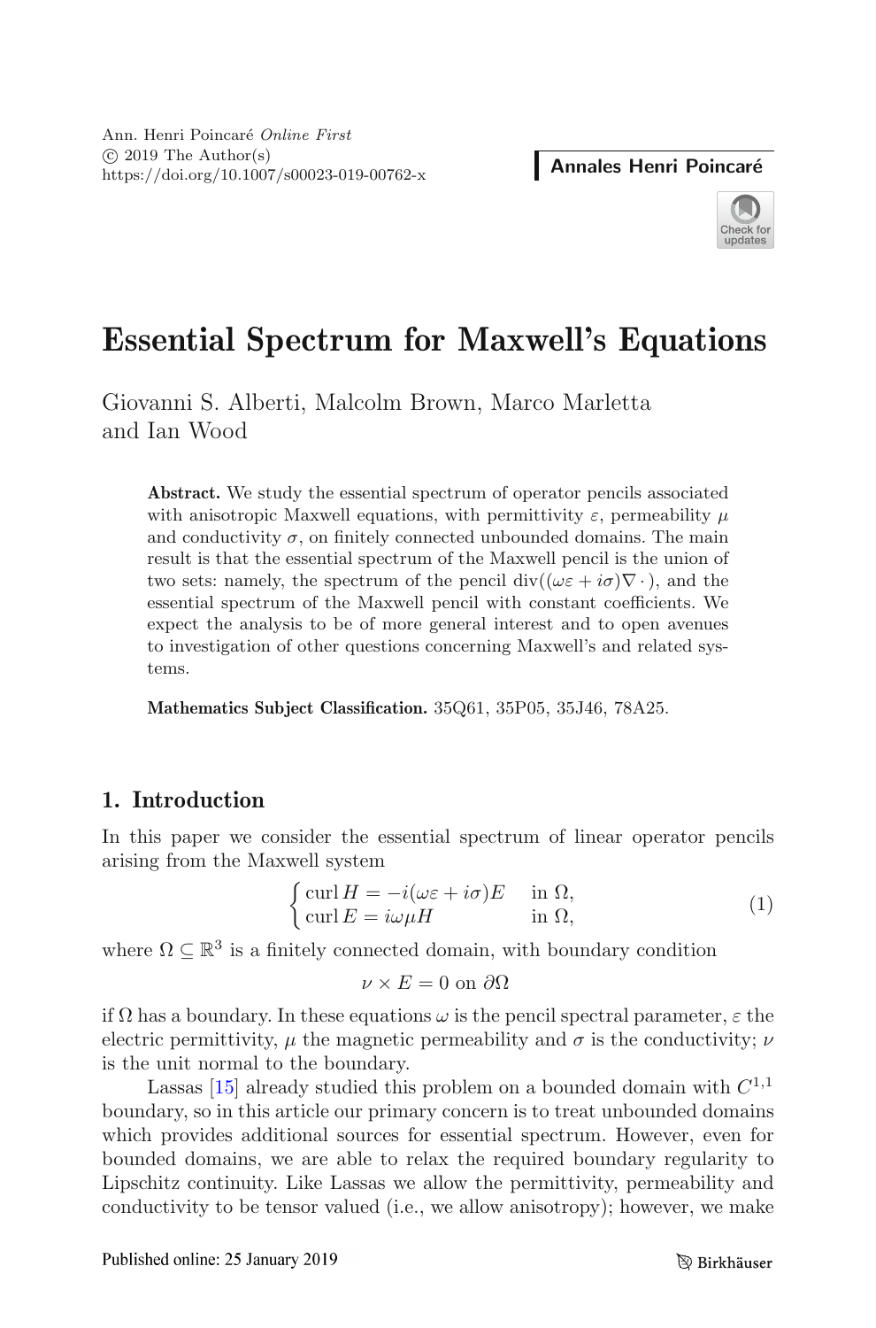# Essential Spectrum for Maxwell's Equations

Giovanni S. Alberti, Malcolm Brown, Marco Marletta and Ian Wood

**Abstract.** We study the essential spectrum of operator pencils associated with anisotropic Maxwell equations, with permittivity $\varepsilon$, permeability $\mu$ and conductivity $\sigma$, on finitely connected unbounded domains. The main result is that the essential spectrum of the Maxwell pencil is the union of two sets: namely, the spectrum of the pencil $\operatorname{div}((\omega\varepsilon + i\sigma)\nabla\,\cdot)$, and the essential spectrum of the Maxwell pencil with constant coefficients. We expect the analysis to be of more general interest and to open avenues to investigation of other questions concerning Maxwell's and related systems.

**Mathematics Subject Classification.** 35Q61, 35P05, 35J46, 78A25.

## 1. Introduction

In this paper we consider the essential spectrum of linear operator pencils arising from the Maxwell system

$$\begin{cases} \operatorname{curl} H = -i(\omega\varepsilon + i\sigma)E & \text{in } \Omega, \\ \operatorname{curl} E = i\omega\mu H & \text{in } \Omega, \end{cases} \tag{1}$$

where $\Omega \subseteq \mathbb{R}^3$ is a finitely connected domain, with boundary condition

$$\nu \times E = 0 \text{ on } \partial\Omega$$

if $\Omega$ has a boundary. In these equations $\omega$ is the pencil spectral parameter, $\varepsilon$ the electric permittivity, $\mu$ the magnetic permeability and $\sigma$ is the conductivity; $\nu$ is the unit normal to the boundary.

Lassas [15] already studied this problem on a bounded domain with $C^{1,1}$ boundary, so in this article our primary concern is to treat unbounded domains which provides additional sources for essential spectrum. However, even for bounded domains, we are able to relax the required boundary regularity to Lipschitz continuity. Like Lassas we allow the permittivity, permeability and conductivity to be tensor valued (i.e., we allow anisotropy); however, we make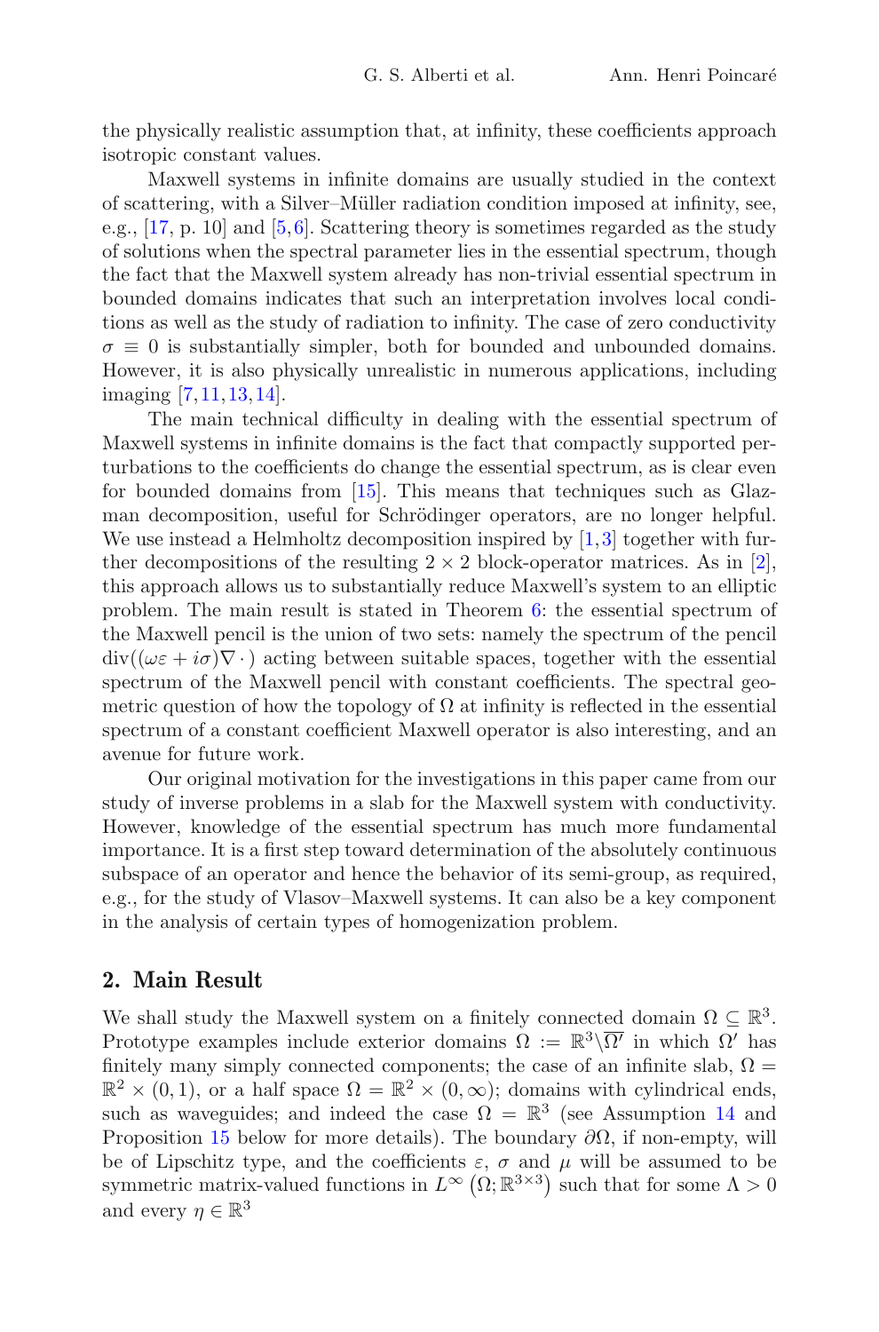the physically realistic assumption that, at infinity, these coefficients approach isotropic constant values.

Maxwell systems in infinite domains are usually studied in the context of scattering, with a Silver–Müller radiation condition imposed at infinity, see, e.g., [17, p. 10] and [5,6]. Scattering theory is sometimes regarded as the study of solutions when the spectral parameter lies in the essential spectrum, though the fact that the Maxwell system already has non-trivial essential spectrum in bounded domains indicates that such an interpretation involves local conditions as well as the study of radiation to infinity. The case of zero conductivity $\sigma \equiv 0$ is substantially simpler, both for bounded and unbounded domains. However, it is also physically unrealistic in numerous applications, including imaging [7,11,13,14].

The main technical difficulty in dealing with the essential spectrum of Maxwell systems in infinite domains is the fact that compactly supported perturbations to the coefficients do change the essential spectrum, as is clear even for bounded domains from [15]. This means that techniques such as Glazman decomposition, useful for Schrödinger operators, are no longer helpful. We use instead a Helmholtz decomposition inspired by [1,3] together with further decompositions of the resulting $2 \times 2$ block-operator matrices. As in [2], this approach allows us to substantially reduce Maxwell's system to an elliptic problem. The main result is stated in Theorem 6: the essential spectrum of the Maxwell pencil is the union of two sets: namely the spectrum of the pencil $\mathrm{div}((\omega\varepsilon + i\sigma)\nabla\cdot)$ acting between suitable spaces, together with the essential spectrum of the Maxwell pencil with constant coefficients. The spectral geometric question of how the topology of $\Omega$ at infinity is reflected in the essential spectrum of a constant coefficient Maxwell operator is also interesting, and an avenue for future work.

Our original motivation for the investigations in this paper came from our study of inverse problems in a slab for the Maxwell system with conductivity. However, knowledge of the essential spectrum has much more fundamental importance. It is a first step toward determination of the absolutely continuous subspace of an operator and hence the behavior of its semi-group, as required, e.g., for the study of Vlasov–Maxwell systems. It can also be a key component in the analysis of certain types of homogenization problem.

## 2. Main Result

We shall study the Maxwell system on a finitely connected domain $\Omega \subseteq \mathbb{R}^3$. Prototype examples include exterior domains $\Omega := \mathbb{R}^3 \backslash \overline{\Omega'}$ in which $\Omega'$ has finitely many simply connected components; the case of an infinite slab, $\Omega = \mathbb{R}^2 \times (0, 1)$, or a half space $\Omega = \mathbb{R}^2 \times (0, \infty)$; domains with cylindrical ends, such as waveguides; and indeed the case $\Omega = \mathbb{R}^3$ (see Assumption 14 and Proposition 15 below for more details). The boundary $\partial\Omega$, if non-empty, will be of Lipschitz type, and the coefficients $\varepsilon$, $\sigma$ and $\mu$ will be assumed to be symmetric matrix-valued functions in $L^\infty\left(\Omega; \mathbb{R}^{3\times 3}\right)$ such that for some $\Lambda > 0$ and every $\eta \in \mathbb{R}^3$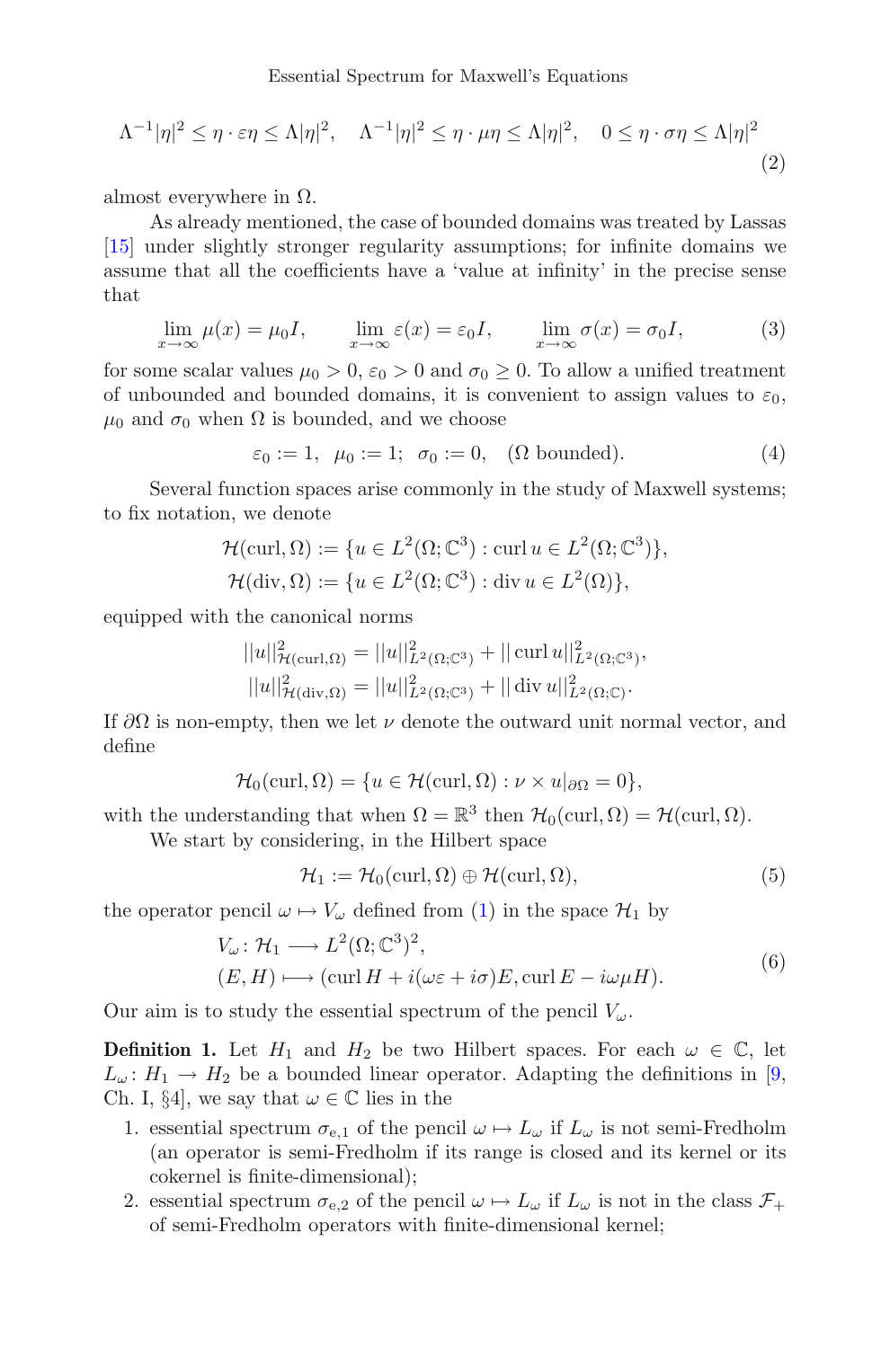$$\Lambda^{-1}|\eta|^2 \leq \eta \cdot \varepsilon \eta \leq \Lambda |\eta|^2, \quad \Lambda^{-1}|\eta|^2 \leq \eta \cdot \mu \eta \leq \Lambda |\eta|^2, \quad 0 \leq \eta \cdot \sigma \eta \leq \Lambda |\eta|^2 \tag{2}$$

almost everywhere in $\Omega$.

As already mentioned, the case of bounded domains was treated by Lassas [15] under slightly stronger regularity assumptions; for infinite domains we assume that all the coefficients have a 'value at infinity' in the precise sense that

$$\lim_{x \to \infty} \mu(x) = \mu_0 I, \qquad \lim_{x \to \infty} \varepsilon(x) = \varepsilon_0 I, \qquad \lim_{x \to \infty} \sigma(x) = \sigma_0 I, \tag{3}$$

for some scalar values $\mu_0 > 0$, $\varepsilon_0 > 0$ and $\sigma_0 \geq 0$. To allow a unified treatment of unbounded and bounded domains, it is convenient to assign values to $\varepsilon_0$, $\mu_0$ and $\sigma_0$ when $\Omega$ is bounded, and we choose

$$\varepsilon_0 := 1, \;\; \mu_0 := 1; \;\; \sigma_0 := 0, \quad (\Omega \text{ bounded}). \tag{4}$$

Several function spaces arise commonly in the study of Maxwell systems; to fix notation, we denote

$$\mathcal{H}(\operatorname{curl}, \Omega) := \{u \in L^2(\Omega; \mathbb{C}^3) : \operatorname{curl} u \in L^2(\Omega; \mathbb{C}^3)\},$$
$$\mathcal{H}(\operatorname{div}, \Omega) := \{u \in L^2(\Omega; \mathbb{C}^3) : \operatorname{div} u \in L^2(\Omega)\},$$

equipped with the canonical norms

$$||u||^2_{\mathcal{H}(\operatorname{curl},\Omega)} = ||u||^2_{L^2(\Omega;\mathbb{C}^3)} + ||\operatorname{curl} u||^2_{L^2(\Omega;\mathbb{C}^3)},$$
$$||u||^2_{\mathcal{H}(\operatorname{div},\Omega)} = ||u||^2_{L^2(\Omega;\mathbb{C}^3)} + ||\operatorname{div} u||^2_{L^2(\Omega;\mathbb{C})}.$$

If $\partial\Omega$ is non-empty, then we let $\nu$ denote the outward unit normal vector, and define

$$\mathcal{H}_0(\operatorname{curl}, \Omega) = \{u \in \mathcal{H}(\operatorname{curl}, \Omega) : \nu \times u|_{\partial\Omega} = 0\},$$

with the understanding that when $\Omega = \mathbb{R}^3$ then $\mathcal{H}_0(\operatorname{curl}, \Omega) = \mathcal{H}(\operatorname{curl}, \Omega)$.

We start by considering, in the Hilbert space

$$\mathcal{H}_1 := \mathcal{H}_0(\operatorname{curl}, \Omega) \oplus \mathcal{H}(\operatorname{curl}, \Omega), \tag{5}$$

the operator pencil $\omega \mapsto V_\omega$ defined from (1) in the space $\mathcal{H}_1$ by

$$\begin{aligned} V_\omega \colon \mathcal{H}_1 &\longrightarrow L^2(\Omega; \mathbb{C}^3)^2, \\ (E, H) &\longmapsto (\operatorname{curl} H + i(\omega\varepsilon + i\sigma)E, \operatorname{curl} E - i\omega\mu H). \end{aligned} \tag{6}$$

Our aim is to study the essential spectrum of the pencil $V_\omega$.

**Definition 1.** Let $H_1$ and $H_2$ be two Hilbert spaces. For each $\omega \in \mathbb{C}$, let $L_\omega \colon H_1 \to H_2$ be a bounded linear operator. Adapting the definitions in [9, Ch. I, §4], we say that $\omega \in \mathbb{C}$ lies in the

1. essential spectrum $\sigma_{e,1}$ of the pencil $\omega \mapsto L_\omega$ if $L_\omega$ is not semi-Fredholm (an operator is semi-Fredholm if its range is closed and its kernel or its cokernel is finite-dimensional);
2. essential spectrum $\sigma_{e,2}$ of the pencil $\omega \mapsto L_\omega$ if $L_\omega$ is not in the class $\mathcal{F}_+$ of semi-Fredholm operators with finite-dimensional kernel;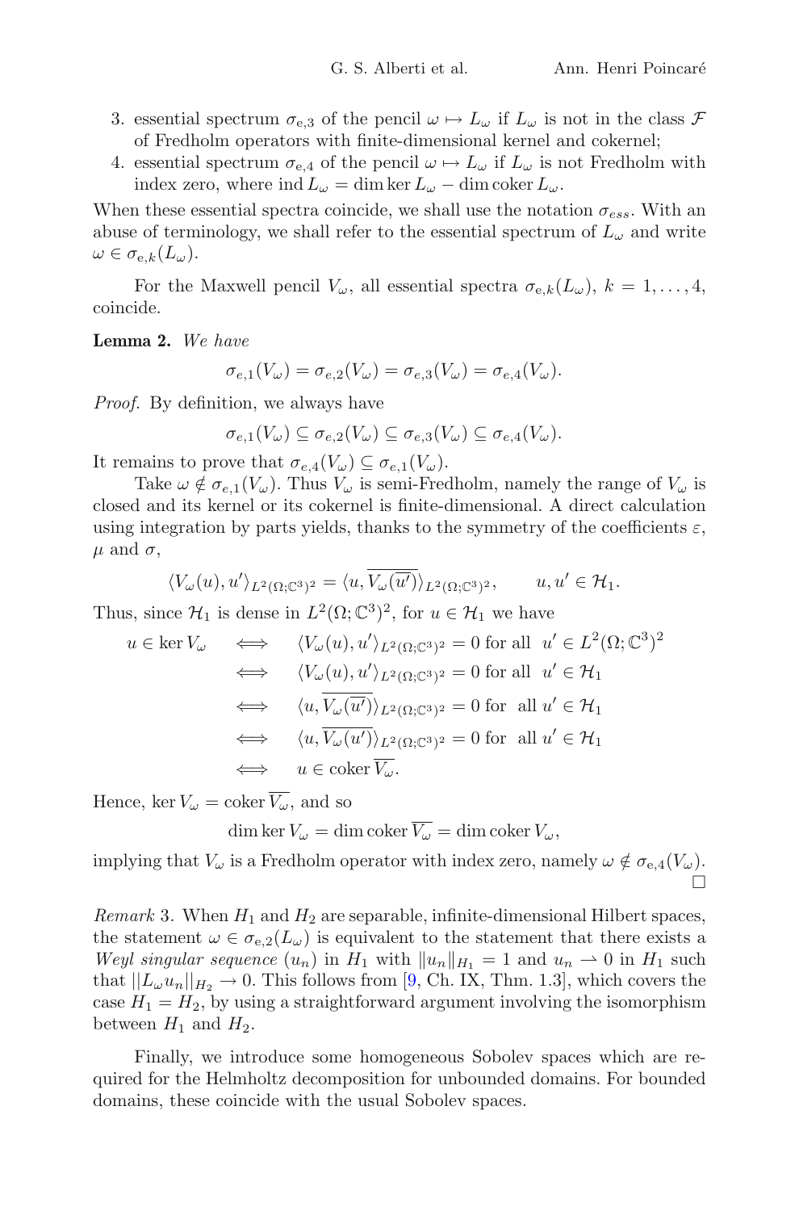3. essential spectrum $\sigma_{\mathrm{e},3}$ of the pencil $\omega \mapsto L_\omega$ if $L_\omega$ is not in the class $\mathcal{F}$ of Fredholm operators with finite-dimensional kernel and cokernel;
4. essential spectrum $\sigma_{\mathrm{e},4}$ of the pencil $\omega \mapsto L_\omega$ if $L_\omega$ is not Fredholm with index zero, where $\operatorname{ind} L_\omega = \dim \ker L_\omega - \dim \operatorname{coker} L_\omega$.

When these essential spectra coincide, we shall use the notation $\sigma_{ess}$. With an abuse of terminology, we shall refer to the essential spectrum of $L_\omega$ and write $\omega \in \sigma_{\mathrm{e},k}(L_\omega)$.

For the Maxwell pencil $V_\omega$, all essential spectra $\sigma_{\mathrm{e},k}(L_\omega)$, $k = 1, \ldots, 4$, coincide.

**Lemma 2.** *We have*

$$\sigma_{e,1}(V_\omega) = \sigma_{e,2}(V_\omega) = \sigma_{e,3}(V_\omega) = \sigma_{e,4}(V_\omega).$$

*Proof.* By definition, we always have

$$\sigma_{e,1}(V_\omega) \subseteq \sigma_{e,2}(V_\omega) \subseteq \sigma_{e,3}(V_\omega) \subseteq \sigma_{e,4}(V_\omega).$$

It remains to prove that $\sigma_{e,4}(V_\omega) \subseteq \sigma_{e,1}(V_\omega)$.

Take $\omega \notin \sigma_{\mathrm{e},1}(V_\omega)$. Thus $V_\omega$ is semi-Fredholm, namely the range of $V_\omega$ is closed and its kernel or its cokernel is finite-dimensional. A direct calculation using integration by parts yields, thanks to the symmetry of the coefficients $\varepsilon$, $\mu$ and $\sigma$,

$$\langle V_\omega(u), u' \rangle_{L^2(\Omega;\mathbb{C}^3)^2} = \langle u, \overline{V_\omega(\overline{u'})} \rangle_{L^2(\Omega;\mathbb{C}^3)^2}, \qquad u, u' \in \mathcal{H}_1.$$

Thus, since $\mathcal{H}_1$ is dense in $L^2(\Omega;\mathbb{C}^3)^2$, for $u \in \mathcal{H}_1$ we have

$$\begin{aligned}
u \in \ker V_\omega \quad &\iff \quad \langle V_\omega(u), u' \rangle_{L^2(\Omega;\mathbb{C}^3)^2} = 0 \text{ for all } \ u' \in L^2(\Omega;\mathbb{C}^3)^2 \\
&\iff \quad \langle V_\omega(u), u' \rangle_{L^2(\Omega;\mathbb{C}^3)^2} = 0 \text{ for all } \ u' \in \mathcal{H}_1 \\
&\iff \quad \langle u, \overline{V_\omega(\overline{u'})} \rangle_{L^2(\Omega;\mathbb{C}^3)^2} = 0 \text{ for } \ \text{all } u' \in \mathcal{H}_1 \\
&\iff \quad \langle u, \overline{V_\omega(u')} \rangle_{L^2(\Omega;\mathbb{C}^3)^2} = 0 \text{ for } \ \text{all } u' \in \mathcal{H}_1 \\
&\iff \quad u \in \operatorname{coker} \overline{V_\omega}.
\end{aligned}$$

Hence, $\ker V_\omega = \operatorname{coker} \overline{V_\omega}$, and so

$$\dim \ker V_\omega = \dim \operatorname{coker} \overline{V_\omega} = \dim \operatorname{coker} V_\omega,$$

implying that $V_\omega$ is a Fredholm operator with index zero, namely $\omega \notin \sigma_{\mathrm{e},4}(V_\omega)$. $\square$

*Remark* 3. When $H_1$ and $H_2$ are separable, infinite-dimensional Hilbert spaces, the statement $\omega \in \sigma_{\mathrm{e},2}(L_\omega)$ is equivalent to the statement that there exists a *Weyl singular sequence* $(u_n)$ in $H_1$ with $\|u_n\|_{H_1} = 1$ and $u_n \rightharpoonup 0$ in $H_1$ such that $||L_\omega u_n||_{H_2} \to 0$. This follows from [9, Ch. IX, Thm. 1.3], which covers the case $H_1 = H_2$, by using a straightforward argument involving the isomorphism between $H_1$ and $H_2$.

Finally, we introduce some homogeneous Sobolev spaces which are required for the Helmholtz decomposition for unbounded domains. For bounded domains, these coincide with the usual Sobolev spaces.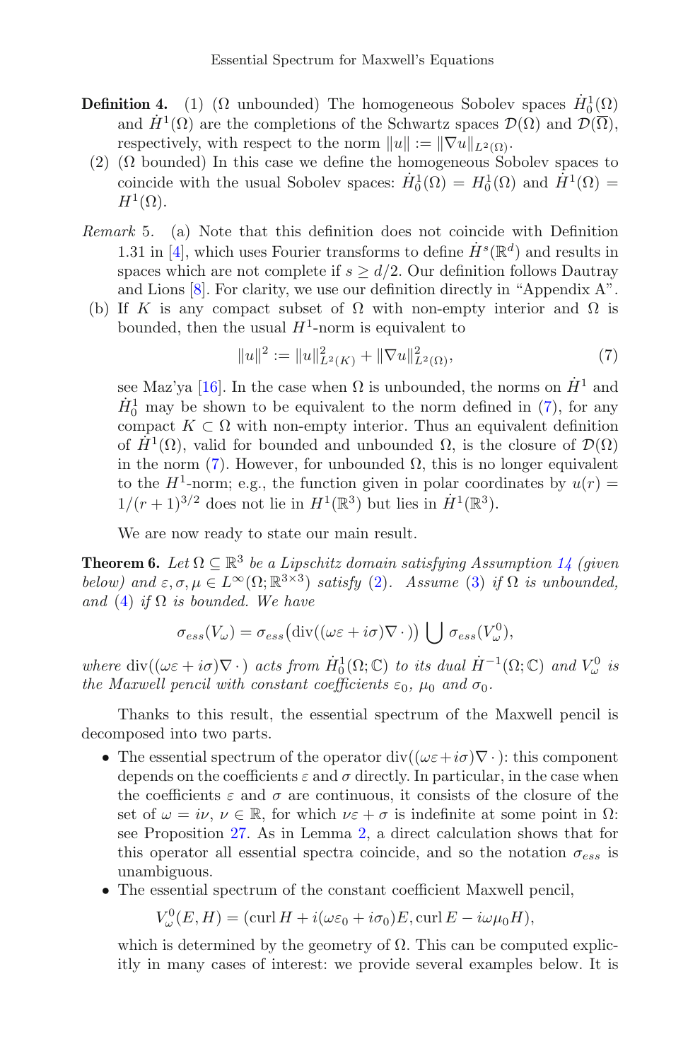**Definition 4.** (1) ($\Omega$ unbounded) The homogeneous Sobolev spaces $\dot{H}^1_0(\Omega)$ and $\dot{H}^1(\Omega)$ are the completions of the Schwartz spaces $\mathcal{D}(\Omega)$ and $\mathcal{D}(\overline{\Omega})$, respectively, with respect to the norm $\|u\| := \|\nabla u\|_{L^2(\Omega)}$.

(2) ($\Omega$ bounded) In this case we define the homogeneous Sobolev spaces to coincide with the usual Sobolev spaces: $\dot{H}^1_0(\Omega) = H^1_0(\Omega)$ and $\dot{H}^1(\Omega) = H^1(\Omega)$.

*Remark* 5. (a) Note that this definition does not coincide with Definition 1.31 in [4], which uses Fourier transforms to define $\dot{H}^s(\mathbb{R}^d)$ and results in spaces which are not complete if $s \geq d/2$. Our definition follows Dautray and Lions [8]. For clarity, we use our definition directly in "Appendix A".

(b) If $K$ is any compact subset of $\Omega$ with non-empty interior and $\Omega$ is bounded, then the usual $H^1$-norm is equivalent to

$$\|u\|^2 := \|u\|^2_{L^2(K)} + \|\nabla u\|^2_{L^2(\Omega)}, \tag{7}$$

see Maz'ya [16]. In the case when $\Omega$ is unbounded, the norms on $\dot{H}^1$ and $\dot{H}^1_0$ may be shown to be equivalent to the norm defined in (7), for any compact $K \subset \Omega$ with non-empty interior. Thus an equivalent definition of $\dot{H}^1(\Omega)$, valid for bounded and unbounded $\Omega$, is the closure of $\mathcal{D}(\Omega)$ in the norm (7). However, for unbounded $\Omega$, this is no longer equivalent to the $H^1$-norm; e.g., the function given in polar coordinates by $u(r) = 1/(r+1)^{3/2}$ does not lie in $H^1(\mathbb{R}^3)$ but lies in $\dot{H}^1(\mathbb{R}^3)$.

We are now ready to state our main result.

**Theorem 6.** *Let $\Omega \subseteq \mathbb{R}^3$ be a Lipschitz domain satisfying Assumption 14 (given below) and $\varepsilon, \sigma, \mu \in L^\infty(\Omega; \mathbb{R}^{3\times 3})$ satisfy (2). Assume (3) if $\Omega$ is unbounded, and (4) if $\Omega$ is bounded. We have*

$$\sigma_{ess}(V_\omega) = \sigma_{ess}\big(\operatorname{div}((\omega\varepsilon + i\sigma)\nabla\,\cdot\,)\big) \bigcup \sigma_{ess}(V^0_\omega),$$

*where $\operatorname{div}((\omega\varepsilon + i\sigma)\nabla\,\cdot\,)$ acts from $\dot{H}^1_0(\Omega;\mathbb{C})$ to its dual $\dot{H}^{-1}(\Omega;\mathbb{C})$ and $V^0_\omega$ is the Maxwell pencil with constant coefficients $\varepsilon_0$, $\mu_0$ and $\sigma_0$.*

Thanks to this result, the essential spectrum of the Maxwell pencil is decomposed into two parts.

- The essential spectrum of the operator $\operatorname{div}((\omega\varepsilon + i\sigma)\nabla\,\cdot\,)$: this component depends on the coefficients $\varepsilon$ and $\sigma$ directly. In particular, in the case when the coefficients $\varepsilon$ and $\sigma$ are continuous, it consists of the closure of the set of $\omega = i\nu$, $\nu \in \mathbb{R}$, for which $\nu\varepsilon + \sigma$ is indefinite at some point in $\Omega$: see Proposition 27. As in Lemma 2, a direct calculation shows that for this operator all essential spectra coincide, and so the notation $\sigma_{ess}$ is unambiguous.
- The essential spectrum of the constant coefficient Maxwell pencil,

$$V^0_\omega(E, H) = (\operatorname{curl} H + i(\omega\varepsilon_0 + i\sigma_0)E, \operatorname{curl} E - i\omega\mu_0 H),$$

which is determined by the geometry of $\Omega$. This can be computed explicitly in many cases of interest: we provide several examples below. It is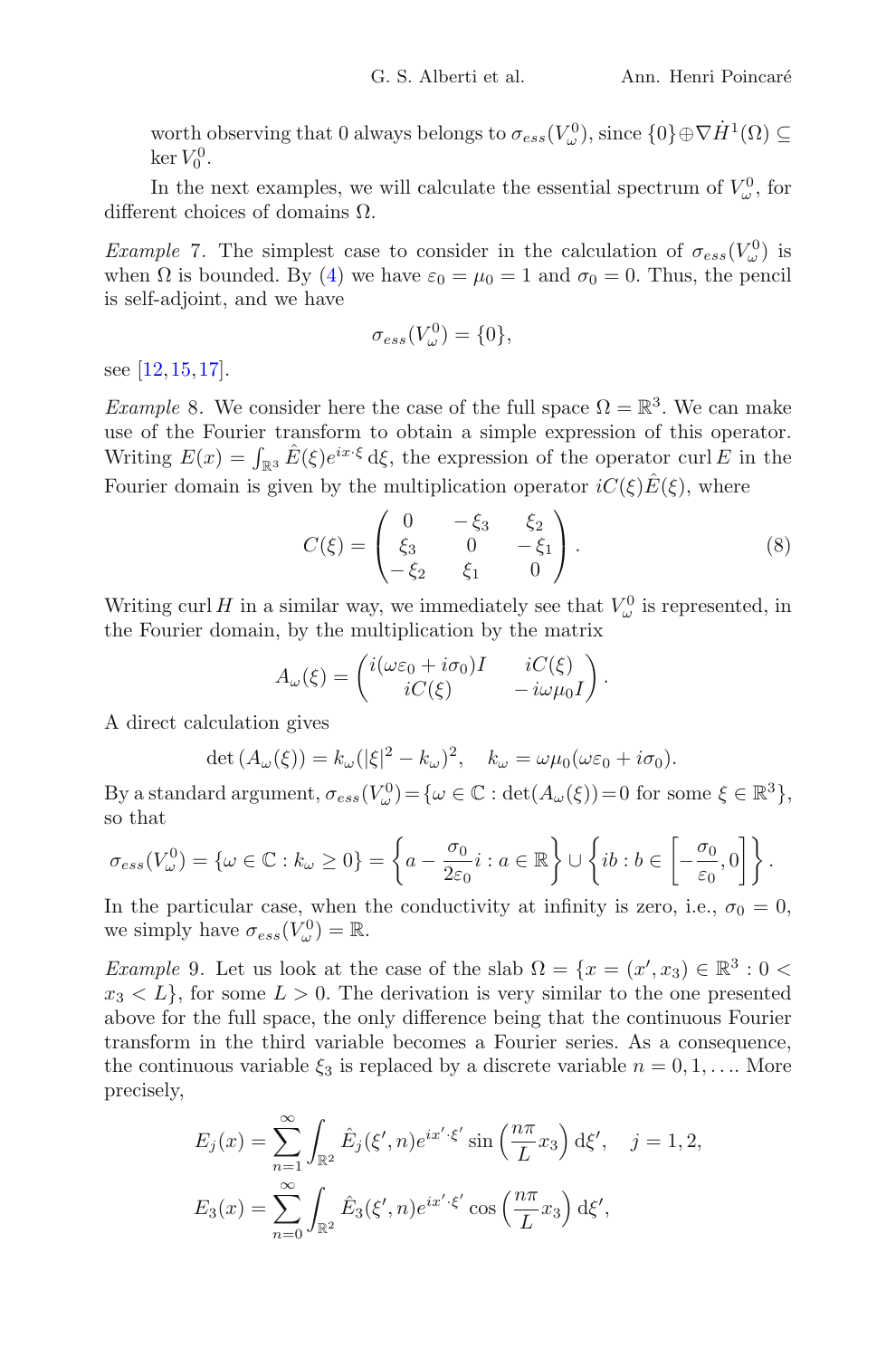worth observing that 0 always belongs to $\sigma_{ess}(V_\omega^0)$, since $\{0\}\oplus\nabla\dot{H}^1(\Omega) \subseteq \ker V_0^0$.

In the next examples, we will calculate the essential spectrum of $V_\omega^0$, for different choices of domains $\Omega$.

*Example* 7. The simplest case to consider in the calculation of $\sigma_{ess}(V_\omega^0)$ is when $\Omega$ is bounded. By (4) we have $\varepsilon_0 = \mu_0 = 1$ and $\sigma_0 = 0$. Thus, the pencil is self-adjoint, and we have

$$\sigma_{ess}(V_\omega^0) = \{0\},$$

see [12,15,17].

*Example* 8. We consider here the case of the full space $\Omega = \mathbb{R}^3$. We can make use of the Fourier transform to obtain a simple expression of this operator. Writing $E(x) = \int_{\mathbb{R}^3} \hat{E}(\xi)e^{ix\cdot\xi}\,\mathrm{d}\xi$, the expression of the operator $\operatorname{curl} E$ in the Fourier domain is given by the multiplication operator $iC(\xi)\hat{E}(\xi)$, where

$$C(\xi) = \begin{pmatrix} 0 & -\xi_3 & \xi_2 \\ \xi_3 & 0 & -\xi_1 \\ -\xi_2 & \xi_1 & 0 \end{pmatrix}. \tag{8}$$

Writing $\operatorname{curl} H$ in a similar way, we immediately see that $V_\omega^0$ is represented, in the Fourier domain, by the multiplication by the matrix

$$A_\omega(\xi) = \begin{pmatrix} i(\omega\varepsilon_0 + i\sigma_0)I & iC(\xi) \\ iC(\xi) & -i\omega\mu_0 I \end{pmatrix}.$$

A direct calculation gives

$$\det\left(A_\omega(\xi)\right) = k_\omega(|\xi|^2 - k_\omega)^2, \quad k_\omega = \omega\mu_0(\omega\varepsilon_0 + i\sigma_0).$$

By a standard argument, $\sigma_{ess}(V_\omega^0) = \{\omega \in \mathbb{C} : \det(A_\omega(\xi)) = 0 \text{ for some } \xi \in \mathbb{R}^3\}$, so that

$$\sigma_{ess}(V_\omega^0) = \{\omega \in \mathbb{C} : k_\omega \geq 0\} = \left\{a - \frac{\sigma_0}{2\varepsilon_0}i : a \in \mathbb{R}\right\} \cup \left\{ib : b \in \left[-\frac{\sigma_0}{\varepsilon_0}, 0\right]\right\}.$$

In the particular case, when the conductivity at infinity is zero, i.e., $\sigma_0 = 0$, we simply have $\sigma_{ess}(V_\omega^0) = \mathbb{R}$.

*Example* 9. Let us look at the case of the slab $\Omega = \{x = (x', x_3) \in \mathbb{R}^3 : 0 < x_3 < L\}$, for some $L > 0$. The derivation is very similar to the one presented above for the full space, the only difference being that the continuous Fourier transform in the third variable becomes a Fourier series. As a consequence, the continuous variable $\xi_3$ is replaced by a discrete variable $n = 0, 1, \ldots$. More precisely,

$$E_j(x) = \sum_{n=1}^{\infty} \int_{\mathbb{R}^2} \hat{E}_j(\xi', n)e^{ix'\cdot\xi'} \sin\left(\frac{n\pi}{L}x_3\right) \mathrm{d}\xi', \quad j = 1, 2,$$

$$E_3(x) = \sum_{n=0}^{\infty} \int_{\mathbb{R}^2} \hat{E}_3(\xi', n)e^{ix'\cdot\xi'} \cos\left(\frac{n\pi}{L}x_3\right) \mathrm{d}\xi',$$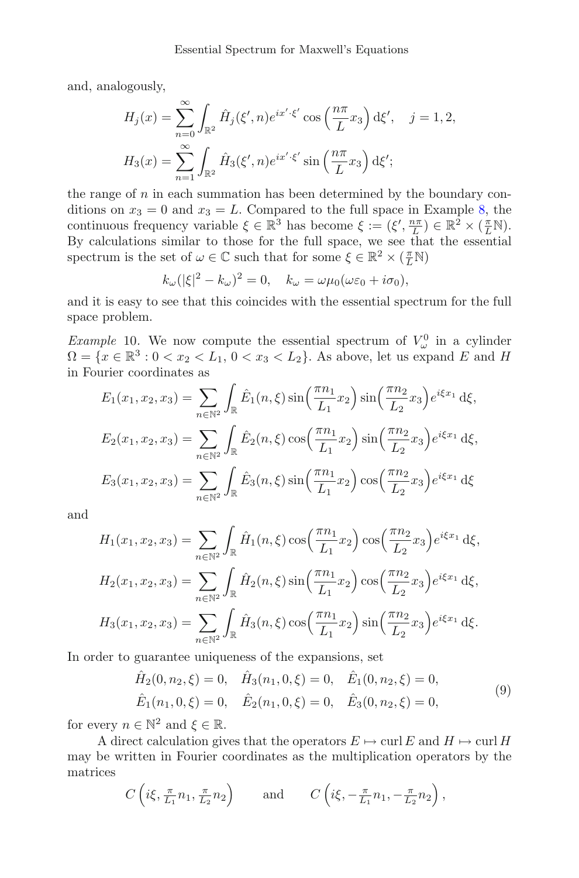and, analogously,

$$H_j(x) = \sum_{n=0}^{\infty} \int_{\mathbb{R}^2} \hat{H}_j(\xi', n) e^{ix'\cdot\xi'} \cos\left(\frac{n\pi}{L} x_3\right) \mathrm{d}\xi', \quad j = 1, 2,$$

$$H_3(x) = \sum_{n=1}^{\infty} \int_{\mathbb{R}^2} \hat{H}_3(\xi', n) e^{ix'\cdot\xi'} \sin\left(\frac{n\pi}{L} x_3\right) \mathrm{d}\xi';$$

the range of $n$ in each summation has been determined by the boundary conditions on $x_3 = 0$ and $x_3 = L$. Compared to the full space in Example 8, the continuous frequency variable $\xi \in \mathbb{R}^3$ has become $\xi := (\xi', \frac{n\pi}{L}) \in \mathbb{R}^2 \times (\frac{\pi}{L}\mathbb{N})$. By calculations similar to those for the full space, we see that the essential spectrum is the set of $\omega \in \mathbb{C}$ such that for some $\xi \in \mathbb{R}^2 \times (\frac{\pi}{L}\mathbb{N})$

$$k_\omega(|\xi|^2 - k_\omega)^2 = 0, \quad k_\omega = \omega\mu_0(\omega\varepsilon_0 + i\sigma_0),$$

and it is easy to see that this coincides with the essential spectrum for the full space problem.

*Example* 10. We now compute the essential spectrum of $V^0_\omega$ in a cylinder $\Omega = \{x \in \mathbb{R}^3 : 0 < x_2 < L_1,\ 0 < x_3 < L_2\}$. As above, let us expand $E$ and $H$ in Fourier coordinates as

$$E_1(x_1, x_2, x_3) = \sum_{n\in\mathbb{N}^2} \int_{\mathbb{R}} \hat{E}_1(n, \xi) \sin\Big(\frac{\pi n_1}{L_1} x_2\Big) \sin\Big(\frac{\pi n_2}{L_2} x_3\Big) e^{i\xi x_1}\, \mathrm{d}\xi,$$

$$E_2(x_1, x_2, x_3) = \sum_{n\in\mathbb{N}^2} \int_{\mathbb{R}} \hat{E}_2(n, \xi) \cos\Big(\frac{\pi n_1}{L_1} x_2\Big) \sin\Big(\frac{\pi n_2}{L_2} x_3\Big) e^{i\xi x_1}\, \mathrm{d}\xi,$$

$$E_3(x_1, x_2, x_3) = \sum_{n\in\mathbb{N}^2} \int_{\mathbb{R}} \hat{E}_3(n, \xi) \sin\Big(\frac{\pi n_1}{L_1} x_2\Big) \cos\Big(\frac{\pi n_2}{L_2} x_3\Big) e^{i\xi x_1}\, \mathrm{d}\xi$$

and

$$H_1(x_1, x_2, x_3) = \sum_{n\in\mathbb{N}^2} \int_{\mathbb{R}} \hat{H}_1(n, \xi) \cos\Big(\frac{\pi n_1}{L_1} x_2\Big) \cos\Big(\frac{\pi n_2}{L_2} x_3\Big) e^{i\xi x_1}\, \mathrm{d}\xi,$$

$$H_2(x_1, x_2, x_3) = \sum_{n\in\mathbb{N}^2} \int_{\mathbb{R}} \hat{H}_2(n, \xi) \sin\Big(\frac{\pi n_1}{L_1} x_2\Big) \cos\Big(\frac{\pi n_2}{L_2} x_3\Big) e^{i\xi x_1}\, \mathrm{d}\xi,$$

$$H_3(x_1, x_2, x_3) = \sum_{n\in\mathbb{N}^2} \int_{\mathbb{R}} \hat{H}_3(n, \xi) \cos\Big(\frac{\pi n_1}{L_1} x_2\Big) \sin\Big(\frac{\pi n_2}{L_2} x_3\Big) e^{i\xi x_1}\, \mathrm{d}\xi.$$

In order to guarantee uniqueness of the expansions, set

$$\begin{aligned} &\hat{H}_2(0, n_2, \xi) = 0, \quad \hat{H}_3(n_1, 0, \xi) = 0, \quad \hat{E}_1(0, n_2, \xi) = 0, \\ &\hat{E}_1(n_1, 0, \xi) = 0, \quad \hat{E}_2(n_1, 0, \xi) = 0, \quad \hat{E}_3(0, n_2, \xi) = 0, \end{aligned} \tag{9}$$

for every $n \in \mathbb{N}^2$ and $\xi \in \mathbb{R}$.

A direct calculation gives that the operators $E \mapsto \operatorname{curl} E$ and $H \mapsto \operatorname{curl} H$ may be written in Fourier coordinates as the multiplication operators by the matrices

$$C\left(i\xi, \tfrac{\pi}{L_1} n_1, \tfrac{\pi}{L_2} n_2\right) \qquad \text{and} \qquad C\left(i\xi, -\tfrac{\pi}{L_1} n_1, -\tfrac{\pi}{L_2} n_2\right),$$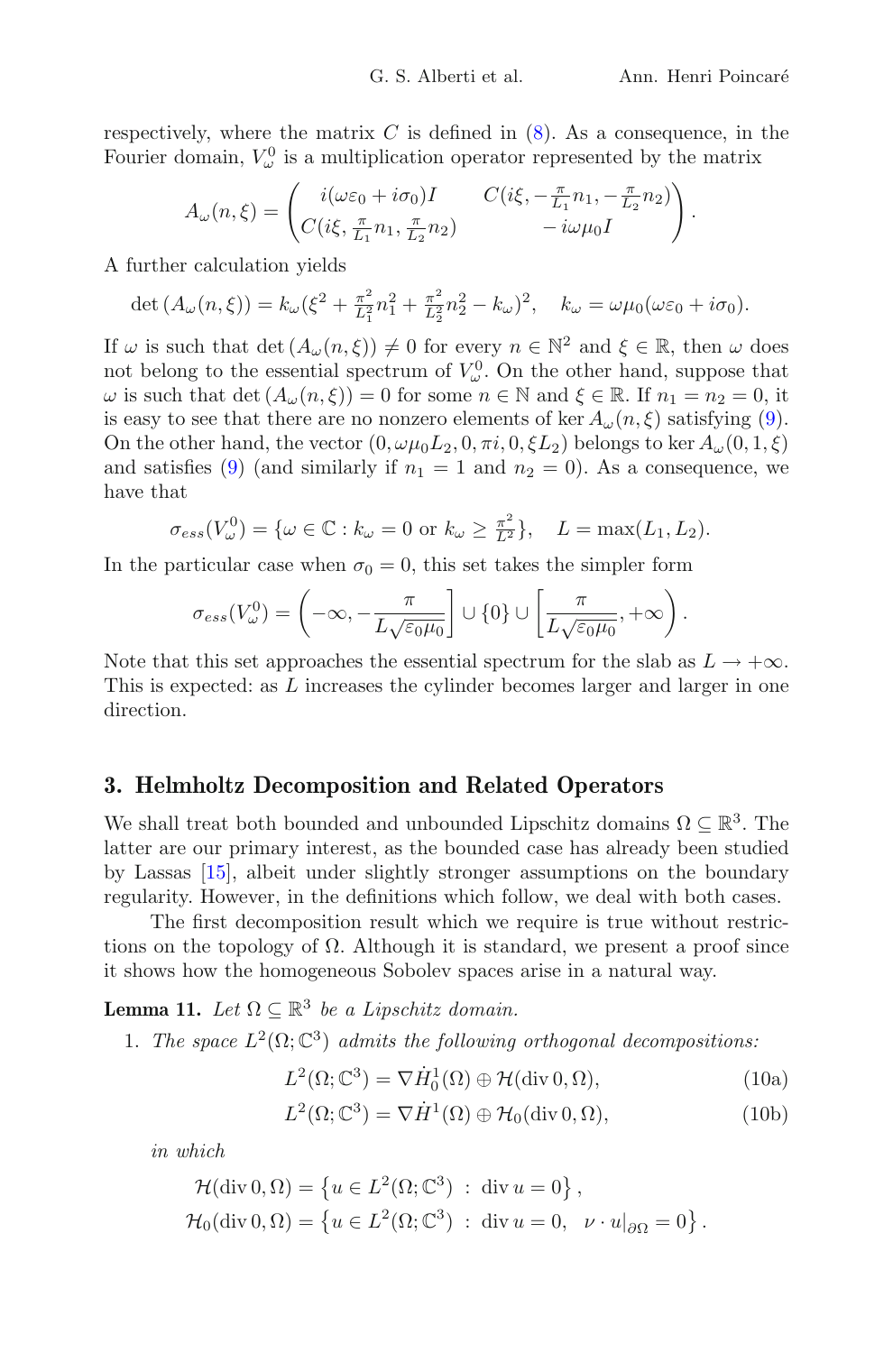respectively, where the matrix $C$ is defined in (8). As a consequence, in the Fourier domain, $V_\omega^0$ is a multiplication operator represented by the matrix

$$A_\omega(n,\xi) = \begin{pmatrix} i(\omega\varepsilon_0 + i\sigma_0)I & C(i\xi, -\frac{\pi}{L_1}n_1, -\frac{\pi}{L_2}n_2) \\ C(i\xi, \frac{\pi}{L_1}n_1, \frac{\pi}{L_2}n_2) & -i\omega\mu_0 I \end{pmatrix}.$$

A further calculation yields

$$\det\left(A_\omega(n,\xi)\right) = k_\omega(\xi^2 + \tfrac{\pi^2}{L_1^2}n_1^2 + \tfrac{\pi^2}{L_2^2}n_2^2 - k_\omega)^2, \quad k_\omega = \omega\mu_0(\omega\varepsilon_0 + i\sigma_0).$$

If $\omega$ is such that $\det\left(A_\omega(n,\xi)\right) \neq 0$ for every $n \in \mathbb{N}^2$ and $\xi \in \mathbb{R}$, then $\omega$ does not belong to the essential spectrum of $V_\omega^0$. On the other hand, suppose that $\omega$ is such that $\det\left(A_\omega(n,\xi)\right) = 0$ for some $n \in \mathbb{N}$ and $\xi \in \mathbb{R}$. If $n_1 = n_2 = 0$, it is easy to see that there are no nonzero elements of $\ker A_\omega(n,\xi)$ satisfying (9). On the other hand, the vector $(0, \omega\mu_0 L_2, 0, \pi i, 0, \xi L_2)$ belongs to $\ker A_\omega(0,1,\xi)$ and satisfies (9) (and similarly if $n_1 = 1$ and $n_2 = 0$). As a consequence, we have that

$$\sigma_{ess}(V_\omega^0) = \{\omega \in \mathbb{C} : k_\omega = 0 \text{ or } k_\omega \geq \tfrac{\pi^2}{L^2}\}, \quad L = \max(L_1, L_2).$$

In the particular case when $\sigma_0 = 0$, this set takes the simpler form

$$\sigma_{ess}(V_\omega^0) = \left(-\infty, -\frac{\pi}{L\sqrt{\varepsilon_0\mu_0}}\right] \cup \{0\} \cup \left[\frac{\pi}{L\sqrt{\varepsilon_0\mu_0}}, +\infty\right).$$

Note that this set approaches the essential spectrum for the slab as $L \to +\infty$. This is expected: as $L$ increases the cylinder becomes larger and larger in one direction.

## 3. Helmholtz Decomposition and Related Operators

We shall treat both bounded and unbounded Lipschitz domains $\Omega \subseteq \mathbb{R}^3$. The latter are our primary interest, as the bounded case has already been studied by Lassas [15], albeit under slightly stronger assumptions on the boundary regularity. However, in the definitions which follow, we deal with both cases.

The first decomposition result which we require is true without restrictions on the topology of $\Omega$. Although it is standard, we present a proof since it shows how the homogeneous Sobolev spaces arise in a natural way.

**Lemma 11.** *Let $\Omega \subseteq \mathbb{R}^3$ be a Lipschitz domain.*

1. *The space $L^2(\Omega; \mathbb{C}^3)$ admits the following orthogonal decompositions:*

$$L^2(\Omega; \mathbb{C}^3) = \nabla \dot{H}_0^1(\Omega) \oplus \mathcal{H}(\operatorname{div} 0, \Omega), \tag{10a}$$

$$L^2(\Omega; \mathbb{C}^3) = \nabla \dot{H}^1(\Omega) \oplus \mathcal{H}_0(\operatorname{div} 0, \Omega), \tag{10b}$$

   *in which*

$$\mathcal{H}(\operatorname{div} 0, \Omega) = \left\{ u \in L^2(\Omega; \mathbb{C}^3) \ : \ \operatorname{div} u = 0 \right\},$$
$$\mathcal{H}_0(\operatorname{div} 0, \Omega) = \left\{ u \in L^2(\Omega; \mathbb{C}^3) \ : \ \operatorname{div} u = 0, \ \ \nu \cdot u|_{\partial\Omega} = 0 \right\}.$$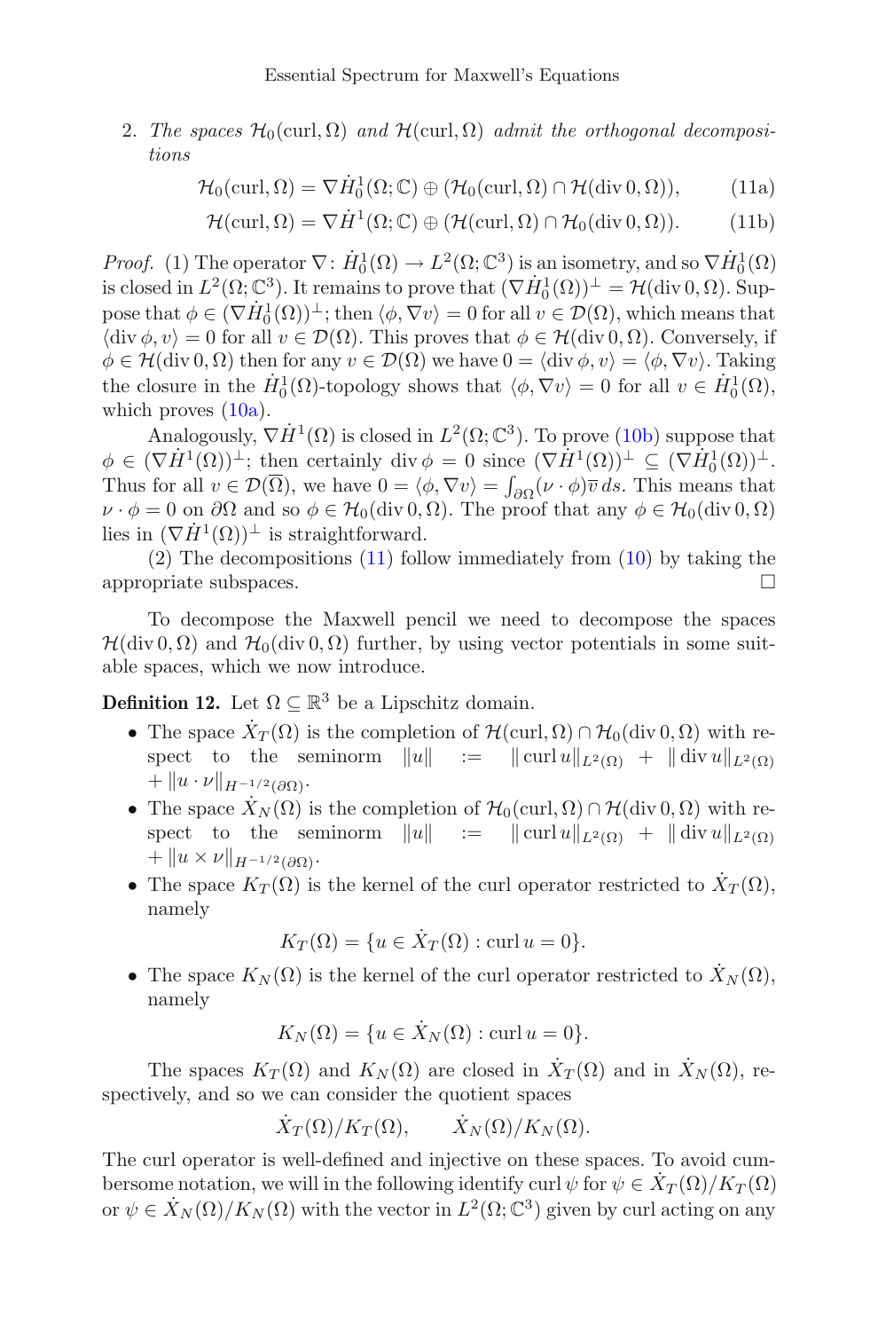2. *The spaces $\mathcal{H}_0(\mathrm{curl}, \Omega)$ and $\mathcal{H}(\mathrm{curl}, \Omega)$ admit the orthogonal decompositions*

$$\mathcal{H}_0(\mathrm{curl}, \Omega) = \nabla \dot{H}^1_0(\Omega; \mathbb{C}) \oplus (\mathcal{H}_0(\mathrm{curl}, \Omega) \cap \mathcal{H}(\mathrm{div}\, 0, \Omega)), \tag{11a}$$

$$\mathcal{H}(\mathrm{curl}, \Omega) = \nabla \dot{H}^1(\Omega; \mathbb{C}) \oplus (\mathcal{H}(\mathrm{curl}, \Omega) \cap \mathcal{H}_0(\mathrm{div}\, 0, \Omega)). \tag{11b}$$

*Proof.* (1) The operator $\nabla \colon \dot{H}^1_0(\Omega) \to L^2(\Omega; \mathbb{C}^3)$ is an isometry, and so $\nabla \dot{H}^1_0(\Omega)$ is closed in $L^2(\Omega; \mathbb{C}^3)$. It remains to prove that $(\nabla \dot{H}^1_0(\Omega))^\perp = \mathcal{H}(\mathrm{div}\, 0, \Omega)$. Suppose that $\phi \in (\nabla \dot{H}^1_0(\Omega))^\perp$; then $\langle \phi, \nabla v\rangle = 0$ for all $v \in \mathcal{D}(\Omega)$, which means that $\langle \mathrm{div}\, \phi, v\rangle = 0$ for all $v \in \mathcal{D}(\Omega)$. This proves that $\phi \in \mathcal{H}(\mathrm{div}\, 0, \Omega)$. Conversely, if $\phi \in \mathcal{H}(\mathrm{div}\, 0, \Omega)$ then for any $v \in \mathcal{D}(\Omega)$ we have $0 = \langle \mathrm{div}\, \phi, v\rangle = \langle \phi, \nabla v\rangle$. Taking the closure in the $\dot{H}^1_0(\Omega)$-topology shows that $\langle \phi, \nabla v\rangle = 0$ for all $v \in \dot{H}^1_0(\Omega)$, which proves (10a).

Analogously, $\nabla \dot{H}^1(\Omega)$ is closed in $L^2(\Omega; \mathbb{C}^3)$. To prove (10b) suppose that $\phi \in (\nabla \dot{H}^1(\Omega))^\perp$; then certainly $\mathrm{div}\, \phi = 0$ since $(\nabla \dot{H}^1(\Omega))^\perp \subseteq (\nabla \dot{H}^1_0(\Omega))^\perp$. Thus for all $v \in \mathcal{D}(\overline{\Omega})$, we have $0 = \langle \phi, \nabla v\rangle = \int_{\partial\Omega} (\nu \cdot \phi)\overline{v}\, ds$. This means that $\nu \cdot \phi = 0$ on $\partial\Omega$ and so $\phi \in \mathcal{H}_0(\mathrm{div}\, 0, \Omega)$. The proof that any $\phi \in \mathcal{H}_0(\mathrm{div}\, 0, \Omega)$ lies in $(\nabla \dot{H}^1(\Omega))^\perp$ is straightforward.

(2) The decompositions (11) follow immediately from (10) by taking the appropriate subspaces. □

To decompose the Maxwell pencil we need to decompose the spaces $\mathcal{H}(\mathrm{div}\, 0, \Omega)$ and $\mathcal{H}_0(\mathrm{div}\, 0, \Omega)$ further, by using vector potentials in some suitable spaces, which we now introduce.

**Definition 12.** Let $\Omega \subseteq \mathbb{R}^3$ be a Lipschitz domain.

- The space $\dot{X}_T(\Omega)$ is the completion of $\mathcal{H}(\mathrm{curl}, \Omega) \cap \mathcal{H}_0(\mathrm{div}\, 0, \Omega)$ with respect to the seminorm $\|u\| := \|\mathrm{curl}\, u\|_{L^2(\Omega)} + \|\mathrm{div}\, u\|_{L^2(\Omega)} + \|u \cdot \nu\|_{H^{-1/2}(\partial\Omega)}$.
- The space $\dot{X}_N(\Omega)$ is the completion of $\mathcal{H}_0(\mathrm{curl}, \Omega) \cap \mathcal{H}(\mathrm{div}\, 0, \Omega)$ with respect to the seminorm $\|u\| := \|\mathrm{curl}\, u\|_{L^2(\Omega)} + \|\mathrm{div}\, u\|_{L^2(\Omega)} + \|u \times \nu\|_{H^{-1/2}(\partial\Omega)}$.
- The space $K_T(\Omega)$ is the kernel of the curl operator restricted to $\dot{X}_T(\Omega)$, namely

$$K_T(\Omega) = \{u \in \dot{X}_T(\Omega) : \mathrm{curl}\, u = 0\}.$$

- The space $K_N(\Omega)$ is the kernel of the curl operator restricted to $\dot{X}_N(\Omega)$, namely

$$K_N(\Omega) = \{u \in \dot{X}_N(\Omega) : \mathrm{curl}\, u = 0\}.$$

The spaces $K_T(\Omega)$ and $K_N(\Omega)$ are closed in $\dot{X}_T(\Omega)$ and in $\dot{X}_N(\Omega)$, respectively, and so we can consider the quotient spaces

$$\dot{X}_T(\Omega)/K_T(\Omega), \qquad \dot{X}_N(\Omega)/K_N(\Omega).$$

The curl operator is well-defined and injective on these spaces. To avoid cumbersome notation, we will in the following identify $\mathrm{curl}\, \psi$ for $\psi \in \dot{X}_T(\Omega)/K_T(\Omega)$ or $\psi \in \dot{X}_N(\Omega)/K_N(\Omega)$ with the vector in $L^2(\Omega; \mathbb{C}^3)$ given by curl acting on any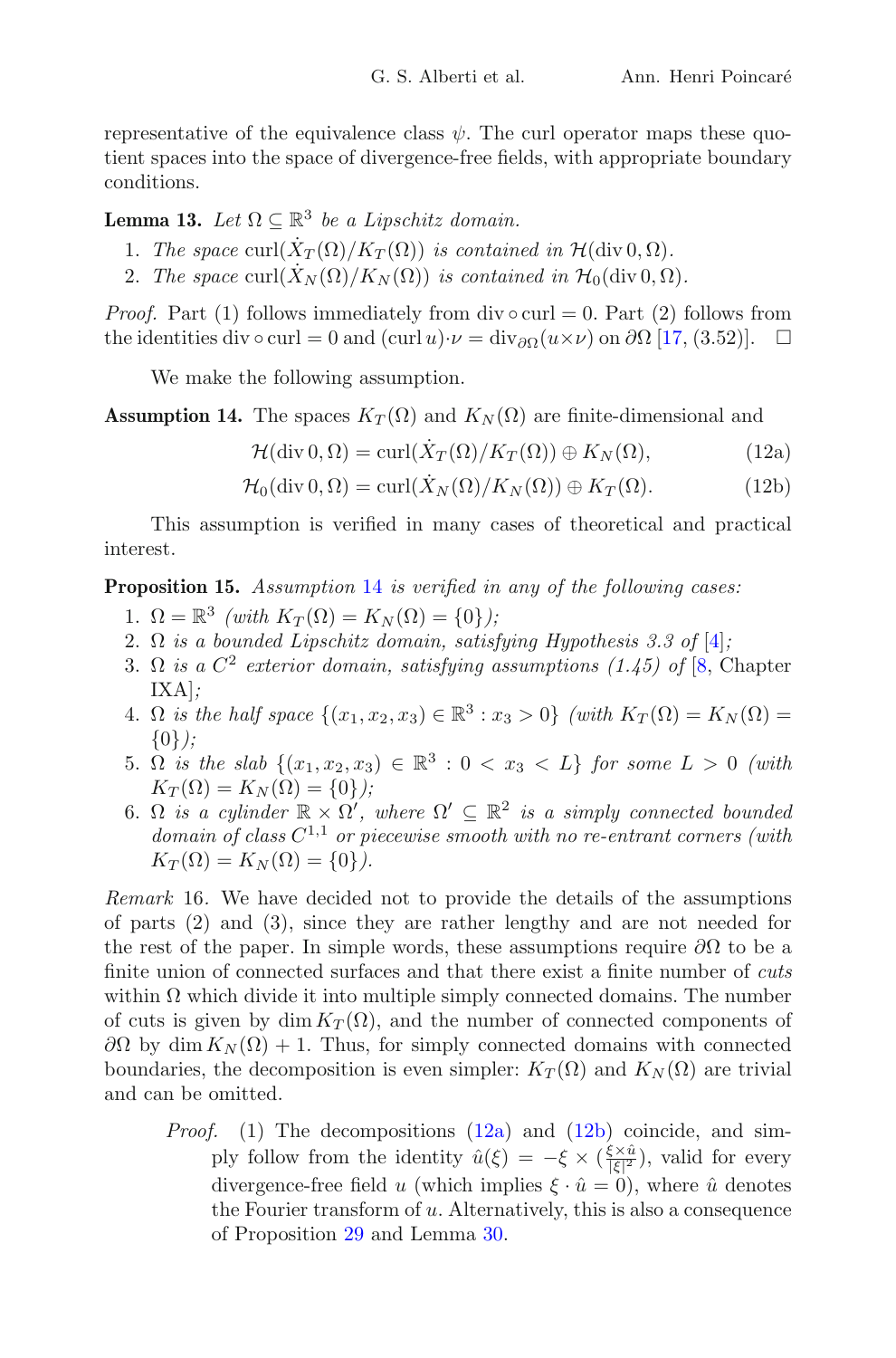representative of the equivalence class $\psi$. The curl operator maps these quotient spaces into the space of divergence-free fields, with appropriate boundary conditions.

**Lemma 13.** *Let $\Omega \subseteq \mathbb{R}^3$ be a Lipschitz domain.*

1. *The space $\operatorname{curl}(\dot{X}_T(\Omega)/K_T(\Omega))$ is contained in $\mathcal{H}(\operatorname{div} 0, \Omega)$.*
2. *The space $\operatorname{curl}(\dot{X}_N(\Omega)/K_N(\Omega))$ is contained in $\mathcal{H}_0(\operatorname{div} 0, \Omega)$.*

*Proof.* Part (1) follows immediately from $\operatorname{div} \circ \operatorname{curl} = 0$. Part (2) follows from the identities $\operatorname{div} \circ \operatorname{curl} = 0$ and $(\operatorname{curl} u)\cdot\nu = \operatorname{div}_{\partial\Omega}(u\times\nu)$ on $\partial\Omega$ [17, (3.52)]. □

We make the following assumption.

**Assumption 14.** The spaces $K_T(\Omega)$ and $K_N(\Omega)$ are finite-dimensional and

$$\mathcal{H}(\operatorname{div} 0, \Omega) = \operatorname{curl}(\dot{X}_T(\Omega)/K_T(\Omega)) \oplus K_N(\Omega), \tag{12a}$$

$$\mathcal{H}_0(\operatorname{div} 0, \Omega) = \operatorname{curl}(\dot{X}_N(\Omega)/K_N(\Omega)) \oplus K_T(\Omega). \tag{12b}$$

This assumption is verified in many cases of theoretical and practical interest.

**Proposition 15.** *Assumption 14 is verified in any of the following cases:*

1. *$\Omega = \mathbb{R}^3$ (with $K_T(\Omega) = K_N(\Omega) = \{0\}$);*
2. *$\Omega$ is a bounded Lipschitz domain, satisfying Hypothesis 3.3 of [4];*
3. *$\Omega$ is a $C^2$ exterior domain, satisfying assumptions (1.45) of [8, Chapter IXA];*
4. *$\Omega$ is the half space $\{(x_1, x_2, x_3) \in \mathbb{R}^3 : x_3 > 0\}$ (with $K_T(\Omega) = K_N(\Omega) = \{0\}$);*
5. *$\Omega$ is the slab $\{(x_1, x_2, x_3) \in \mathbb{R}^3 : 0 < x_3 < L\}$ for some $L > 0$ (with $K_T(\Omega) = K_N(\Omega) = \{0\}$);*
6. *$\Omega$ is a cylinder $\mathbb{R} \times \Omega'$, where $\Omega' \subseteq \mathbb{R}^2$ is a simply connected bounded domain of class $C^{1,1}$ or piecewise smooth with no re-entrant corners (with $K_T(\Omega) = K_N(\Omega) = \{0\}$).*

*Remark* 16. We have decided not to provide the details of the assumptions of parts (2) and (3), since they are rather lengthy and are not needed for the rest of the paper. In simple words, these assumptions require $\partial\Omega$ to be a finite union of connected surfaces and that there exist a finite number of *cuts* within $\Omega$ which divide it into multiple simply connected domains. The number of cuts is given by $\dim K_T(\Omega)$, and the number of connected components of $\partial\Omega$ by $\dim K_N(\Omega) + 1$. Thus, for simply connected domains with connected boundaries, the decomposition is even simpler: $K_T(\Omega)$ and $K_N(\Omega)$ are trivial and can be omitted.

*Proof.* (1) The decompositions (12a) and (12b) coincide, and simply follow from the identity $\hat{u}(\xi) = -\xi \times (\frac{\xi\times\hat{u}}{|\xi|^2})$, valid for every divergence-free field $u$ (which implies $\xi \cdot \hat{u} = 0$), where $\hat{u}$ denotes the Fourier transform of $u$. Alternatively, this is also a consequence of Proposition 29 and Lemma 30.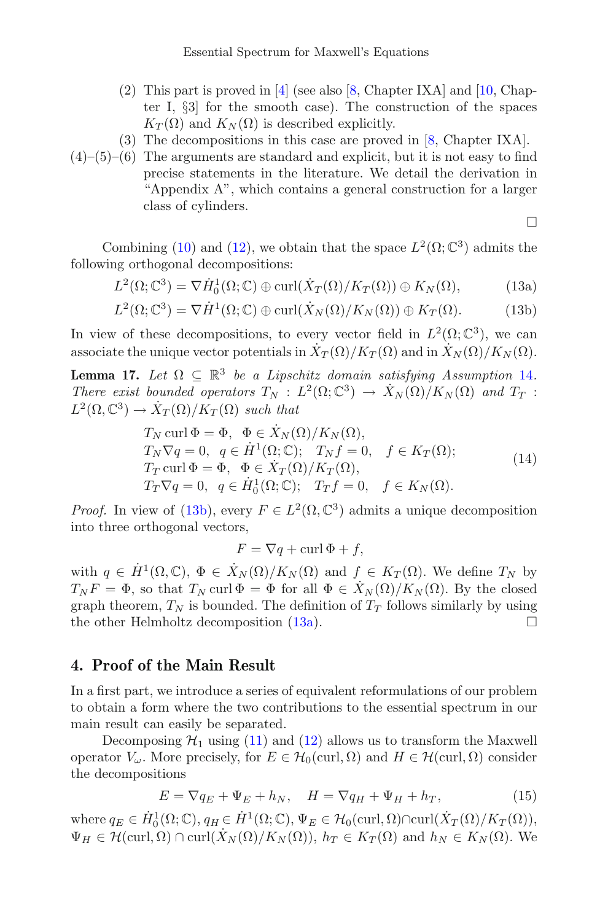(2) This part is proved in [4] (see also [8, Chapter IXA] and [10, Chapter I, §3] for the smooth case). The construction of the spaces $K_T(\Omega)$ and $K_N(\Omega)$ is described explicitly.

(3) The decompositions in this case are proved in [8, Chapter IXA].

(4)–(5)–(6) The arguments are standard and explicit, but it is not easy to find precise statements in the literature. We detail the derivation in "Appendix A", which contains a general construction for a larger class of cylinders.

□

Combining (10) and (12), we obtain that the space $L^2(\Omega;\mathbb{C}^3)$ admits the following orthogonal decompositions:

$$L^2(\Omega;\mathbb{C}^3) = \nabla \dot{H}^1_0(\Omega;\mathbb{C}) \oplus \operatorname{curl}(\dot{X}_T(\Omega)/K_T(\Omega)) \oplus K_N(\Omega), \tag{13a}$$

$$L^2(\Omega;\mathbb{C}^3) = \nabla \dot{H}^1(\Omega;\mathbb{C}) \oplus \operatorname{curl}(\dot{X}_N(\Omega)/K_N(\Omega)) \oplus K_T(\Omega). \tag{13b}$$

In view of these decompositions, to every vector field in $L^2(\Omega;\mathbb{C}^3)$, we can associate the unique vector potentials in $\dot{X}_T(\Omega)/K_T(\Omega)$ and in $\dot{X}_N(\Omega)/K_N(\Omega)$.

**Lemma 17.** *Let $\Omega \subseteq \mathbb{R}^3$ be a Lipschitz domain satisfying Assumption 14. There exist bounded operators $T_N : L^2(\Omega;\mathbb{C}^3) \to \dot{X}_N(\Omega)/K_N(\Omega)$ and $T_T : L^2(\Omega,\mathbb{C}^3) \to \dot{X}_T(\Omega)/K_T(\Omega)$ such that*

$$\begin{aligned}
&T_N \operatorname{curl}\Phi = \Phi, \quad \Phi \in \dot{X}_N(\Omega)/K_N(\Omega),\\
&T_N \nabla q = 0, \quad q \in \dot{H}^1(\Omega;\mathbb{C}); \quad T_N f = 0, \quad f \in K_T(\Omega);\\
&T_T \operatorname{curl}\Phi = \Phi, \quad \Phi \in \dot{X}_T(\Omega)/K_T(\Omega),\\
&T_T \nabla q = 0, \quad q \in \dot{H}^1_0(\Omega;\mathbb{C}); \quad T_T f = 0, \quad f \in K_N(\Omega).
\end{aligned} \tag{14}$$

*Proof.* In view of (13b), every $F \in L^2(\Omega,\mathbb{C}^3)$ admits a unique decomposition into three orthogonal vectors,

$$F = \nabla q + \operatorname{curl}\Phi + f,$$

with $q \in \dot{H}^1(\Omega,\mathbb{C})$, $\Phi \in \dot{X}_N(\Omega)/K_N(\Omega)$ and $f \in K_T(\Omega)$. We define $T_N$ by $T_N F = \Phi$, so that $T_N \operatorname{curl}\Phi = \Phi$ for all $\Phi \in \dot{X}_N(\Omega)/K_N(\Omega)$. By the closed graph theorem, $T_N$ is bounded. The definition of $T_T$ follows similarly by using the other Helmholtz decomposition (13a). □

## 4. Proof of the Main Result

In a first part, we introduce a series of equivalent reformulations of our problem to obtain a form where the two contributions to the essential spectrum in our main result can easily be separated.

Decomposing $\mathcal{H}_1$ using (11) and (12) allows us to transform the Maxwell operator $V_\omega$. More precisely, for $E \in \mathcal{H}_0(\operatorname{curl},\Omega)$ and $H \in \mathcal{H}(\operatorname{curl},\Omega)$ consider the decompositions

$$E = \nabla q_E + \Psi_E + h_N, \quad H = \nabla q_H + \Psi_H + h_T, \tag{15}$$

where $q_E \in \dot{H}^1_0(\Omega;\mathbb{C})$, $q_H \in \dot{H}^1(\Omega;\mathbb{C})$, $\Psi_E \in \mathcal{H}_0(\operatorname{curl},\Omega) \cap \operatorname{curl}(\dot{X}_T(\Omega)/K_T(\Omega))$, $\Psi_H \in \mathcal{H}(\operatorname{curl},\Omega) \cap \operatorname{curl}(\dot{X}_N(\Omega)/K_N(\Omega))$, $h_T \in K_T(\Omega)$ and $h_N \in K_N(\Omega)$. We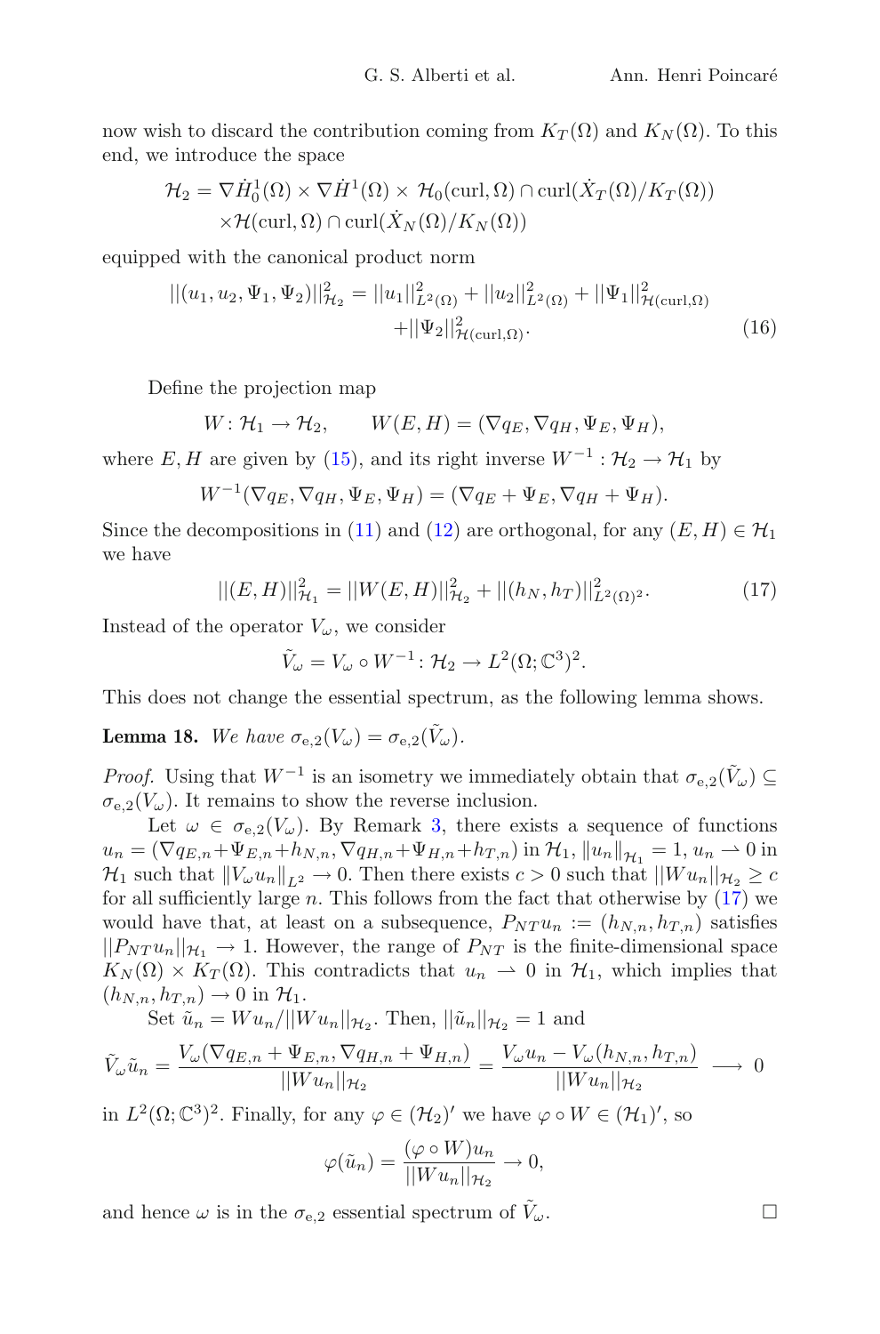now wish to discard the contribution coming from $K_T(\Omega)$ and $K_N(\Omega)$. To this end, we introduce the space

$$\mathcal{H}_2 = \nabla \dot{H}^1_0(\Omega) \times \nabla \dot{H}^1(\Omega) \times \mathcal{H}_0(\mathrm{curl}, \Omega) \cap \mathrm{curl}(\dot{X}_T(\Omega)/K_T(\Omega)) \\ \times \mathcal{H}(\mathrm{curl}, \Omega) \cap \mathrm{curl}(\dot{X}_N(\Omega)/K_N(\Omega))$$

equipped with the canonical product norm

$$||(u_1, u_2, \Psi_1, \Psi_2)||^2_{\mathcal{H}_2} = ||u_1||^2_{L^2(\Omega)} + ||u_2||^2_{L^2(\Omega)} + ||\Psi_1||^2_{\mathcal{H}(\mathrm{curl},\Omega)} \\ + ||\Psi_2||^2_{\mathcal{H}(\mathrm{curl},\Omega)}. \tag{16}$$

Define the projection map

$$W : \mathcal{H}_1 \to \mathcal{H}_2, \qquad W(E, H) = (\nabla q_E, \nabla q_H, \Psi_E, \Psi_H),$$

where $E, H$ are given by (15), and its right inverse $W^{-1} : \mathcal{H}_2 \to \mathcal{H}_1$ by

$$W^{-1}(\nabla q_E, \nabla q_H, \Psi_E, \Psi_H) = (\nabla q_E + \Psi_E, \nabla q_H + \Psi_H).$$

Since the decompositions in (11) and (12) are orthogonal, for any $(E, H) \in \mathcal{H}_1$ we have

$$||(E, H)||^2_{\mathcal{H}_1} = ||W(E, H)||^2_{\mathcal{H}_2} + ||(h_N, h_T)||^2_{L^2(\Omega)^2}. \tag{17}$$

Instead of the operator $V_\omega$, we consider

$$\tilde{V}_\omega = V_\omega \circ W^{-1} : \mathcal{H}_2 \to L^2(\Omega; \mathbb{C}^3)^2.$$

This does not change the essential spectrum, as the following lemma shows.

**Lemma 18.** *We have $\sigma_{\mathrm{e},2}(V_\omega) = \sigma_{\mathrm{e},2}(\tilde{V}_\omega)$.*

*Proof.* Using that $W^{-1}$ is an isometry we immediately obtain that $\sigma_{\mathrm{e},2}(\tilde{V}_\omega) \subseteq \sigma_{\mathrm{e},2}(V_\omega)$. It remains to show the reverse inclusion.

Let $\omega \in \sigma_{\mathrm{e},2}(V_\omega)$. By Remark 3, there exists a sequence of functions $u_n = (\nabla q_{E,n} + \Psi_{E,n} + h_{N,n}, \nabla q_{H,n} + \Psi_{H,n} + h_{T,n})$ in $\mathcal{H}_1$, $\|u_n\|_{\mathcal{H}_1} = 1$, $u_n \rightharpoonup 0$ in $\mathcal{H}_1$ such that $\|V_\omega u_n\|_{L^2} \to 0$. Then there exists $c > 0$ such that $||Wu_n||_{\mathcal{H}_2} \geq c$ for all sufficiently large $n$. This follows from the fact that otherwise by (17) we would have that, at least on a subsequence, $P_{NT} u_n := (h_{N,n}, h_{T,n})$ satisfies $||P_{NT} u_n||_{\mathcal{H}_1} \to 1$. However, the range of $P_{NT}$ is the finite-dimensional space $K_N(\Omega) \times K_T(\Omega)$. This contradicts that $u_n \rightharpoonup 0$ in $\mathcal{H}_1$, which implies that $(h_{N,n}, h_{T,n}) \to 0$ in $\mathcal{H}_1$.

Set $\tilde{u}_n = Wu_n / ||Wu_n||_{\mathcal{H}_2}$. Then, $||\tilde{u}_n||_{\mathcal{H}_2} = 1$ and

$$\tilde{V}_\omega \tilde{u}_n = \frac{V_\omega(\nabla q_{E,n} + \Psi_{E,n}, \nabla q_{H,n} + \Psi_{H,n})}{||Wu_n||_{\mathcal{H}_2}} = \frac{V_\omega u_n - V_\omega(h_{N,n}, h_{T,n})}{||Wu_n||_{\mathcal{H}_2}} \longrightarrow 0$$

in $L^2(\Omega; \mathbb{C}^3)^2$. Finally, for any $\varphi \in (\mathcal{H}_2)'$ we have $\varphi \circ W \in (\mathcal{H}_1)'$, so

$$\varphi(\tilde{u}_n) = \frac{(\varphi \circ W) u_n}{||Wu_n||_{\mathcal{H}_2}} \to 0,$$

and hence $\omega$ is in the $\sigma_{\mathrm{e},2}$ essential spectrum of $\tilde{V}_\omega$. $\square$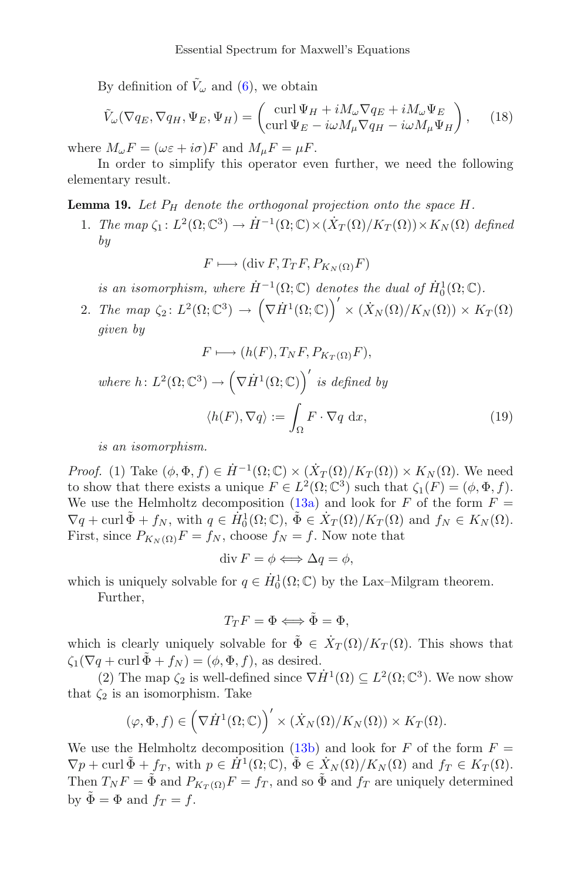By definition of $\tilde{V}_\omega$ and (6), we obtain

$$\tilde{V}_\omega(\nabla q_E, \nabla q_H, \Psi_E, \Psi_H) = \begin{pmatrix} \operatorname{curl} \Psi_H + iM_\omega \nabla q_E + iM_\omega \Psi_E \\ \operatorname{curl} \Psi_E - i\omega M_\mu \nabla q_H - i\omega M_\mu \Psi_H \end{pmatrix}, \tag{18}$$

where $M_\omega F = (\omega\varepsilon + i\sigma)F$ and $M_\mu F = \mu F$.

In order to simplify this operator even further, we need the following elementary result.

**Lemma 19.** *Let $P_H$ denote the orthogonal projection onto the space $H$.*

1. *The map $\zeta_1 \colon L^2(\Omega; \mathbb{C}^3) \to \dot{H}^{-1}(\Omega; \mathbb{C}) \times (\dot{X}_T(\Omega)/K_T(\Omega)) \times K_N(\Omega)$ defined by*

$$F \longmapsto (\operatorname{div} F, T_T F, P_{K_N(\Omega)} F)$$

   *is an isomorphism, where $\dot{H}^{-1}(\Omega; \mathbb{C})$ denotes the dual of $\dot{H}^1_0(\Omega; \mathbb{C})$.*

2. *The map $\zeta_2 \colon L^2(\Omega; \mathbb{C}^3) \to \left(\nabla \dot{H}^1(\Omega; \mathbb{C})\right)' \times (\dot{X}_N(\Omega)/K_N(\Omega)) \times K_T(\Omega)$ given by*

$$F \longmapsto (h(F), T_N F, P_{K_T(\Omega)} F),$$

   *where $h \colon L^2(\Omega; \mathbb{C}^3) \to \left(\nabla \dot{H}^1(\Omega; \mathbb{C})\right)'$ is defined by*

$$\langle h(F), \nabla q \rangle := \int_\Omega F \cdot \nabla q \, \mathrm{d}x, \tag{19}$$

   *is an isomorphism.*

*Proof.* (1) Take $(\phi, \Phi, f) \in \dot{H}^{-1}(\Omega; \mathbb{C}) \times (\dot{X}_T(\Omega)/K_T(\Omega)) \times K_N(\Omega)$. We need to show that there exists a unique $F \in L^2(\Omega; \mathbb{C}^3)$ such that $\zeta_1(F) = (\phi, \Phi, f)$. We use the Helmholtz decomposition (13a) and look for $F$ of the form $F = \nabla q + \operatorname{curl} \tilde{\Phi} + f_N$, with $q \in \dot{H}^1_0(\Omega; \mathbb{C})$, $\tilde{\Phi} \in \dot{X}_T(\Omega)/K_T(\Omega)$ and $f_N \in K_N(\Omega)$. First, since $P_{K_N(\Omega)} F = f_N$, choose $f_N = f$. Now note that

$$\operatorname{div} F = \phi \Longleftrightarrow \Delta q = \phi,$$

which is uniquely solvable for $q \in \dot{H}^1_0(\Omega; \mathbb{C})$ by the Lax–Milgram theorem.

Further,

$$T_T F = \Phi \Longleftrightarrow \tilde{\Phi} = \Phi,$$

which is clearly uniquely solvable for $\tilde{\Phi} \in \dot{X}_T(\Omega)/K_T(\Omega)$. This shows that $\zeta_1(\nabla q + \operatorname{curl} \tilde{\Phi} + f_N) = (\phi, \Phi, f)$, as desired.

(2) The map $\zeta_2$ is well-defined since $\nabla \dot{H}^1(\Omega) \subseteq L^2(\Omega; \mathbb{C}^3)$. We now show that $\zeta_2$ is an isomorphism. Take

$$(\varphi, \Phi, f) \in \left(\nabla \dot{H}^1(\Omega; \mathbb{C})\right)' \times (\dot{X}_N(\Omega)/K_N(\Omega)) \times K_T(\Omega).$$

We use the Helmholtz decomposition (13b) and look for $F$ of the form $F = \nabla p + \operatorname{curl} \tilde{\Phi} + f_T$, with $p \in \dot{H}^1(\Omega; \mathbb{C})$, $\tilde{\Phi} \in \dot{X}_N(\Omega)/K_N(\Omega)$ and $f_T \in K_T(\Omega)$. Then $T_N F = \tilde{\Phi}$ and $P_{K_T(\Omega)} F = f_T$, and so $\tilde{\Phi}$ and $f_T$ are uniquely determined by $\tilde{\Phi} = \Phi$ and $f_T = f$.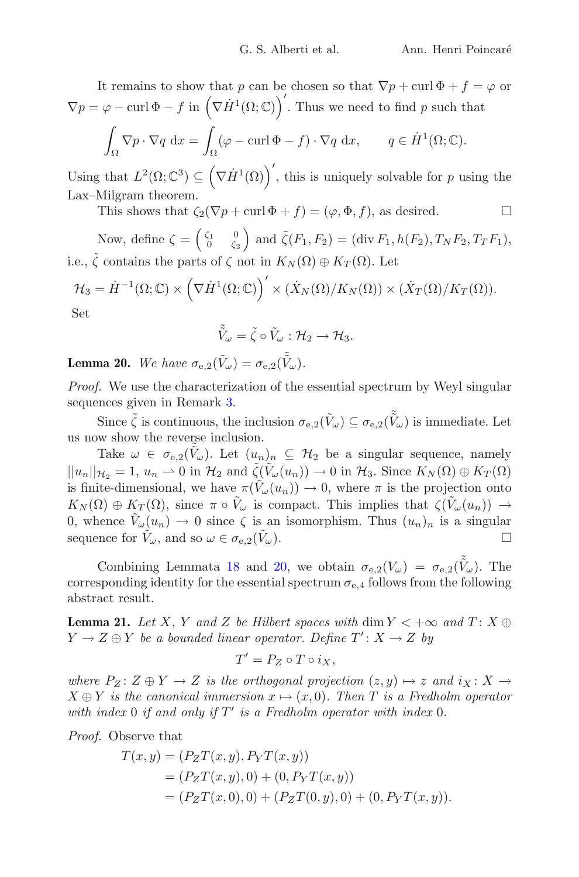It remains to show that $p$ can be chosen so that $\nabla p + \operatorname{curl} \Phi + f = \varphi$ or $\nabla p = \varphi - \operatorname{curl} \Phi - f$ in $\left(\nabla \dot{H}^1(\Omega;\mathbb{C})\right)'$. Thus we need to find $p$ such that

$$\int_\Omega \nabla p \cdot \nabla q \, \mathrm{d}x = \int_\Omega (\varphi - \operatorname{curl} \Phi - f) \cdot \nabla q \, \mathrm{d}x, \qquad q \in \dot{H}^1(\Omega;\mathbb{C}).$$

Using that $L^2(\Omega;\mathbb{C}^3) \subseteq \left(\nabla \dot{H}^1(\Omega)\right)'$, this is uniquely solvable for $p$ using the Lax–Milgram theorem.

This shows that $\zeta_2(\nabla p + \operatorname{curl} \Phi + f) = (\varphi, \Phi, f)$, as desired. $\square$

Now, define $\zeta = \begin{pmatrix} \zeta_1 & 0 \\ 0 & \zeta_2 \end{pmatrix}$ and $\tilde{\zeta}(F_1, F_2) = (\operatorname{div} F_1, h(F_2), T_N F_2, T_T F_1)$, i.e., $\tilde{\zeta}$ contains the parts of $\zeta$ not in $K_N(\Omega) \oplus K_T(\Omega)$. Let

$$\mathcal{H}_3 = \dot{H}^{-1}(\Omega;\mathbb{C}) \times \left(\nabla \dot{H}^1(\Omega;\mathbb{C})\right)' \times (\dot{X}_N(\Omega)/K_N(\Omega)) \times (\dot{X}_T(\Omega)/K_T(\Omega)).$$

Set

$$\tilde{\tilde{V}}_\omega = \tilde{\zeta} \circ \tilde{V}_\omega : \mathcal{H}_2 \to \mathcal{H}_3.$$

**Lemma 20.** *We have* $\sigma_{\mathrm{e},2}(\tilde{V}_\omega) = \sigma_{\mathrm{e},2}(\tilde{\tilde{V}}_\omega)$.

*Proof.* We use the characterization of the essential spectrum by Weyl singular sequences given in Remark 3.

Since $\tilde{\zeta}$ is continuous, the inclusion $\sigma_{\mathrm{e},2}(\tilde{V}_\omega) \subseteq \sigma_{\mathrm{e},2}(\tilde{\tilde{V}}_\omega)$ is immediate. Let us now show the reverse inclusion.

Take $\omega \in \sigma_{\mathrm{e},2}(\tilde{\tilde{V}}_\omega)$. Let $(u_n)_n \subseteq \mathcal{H}_2$ be a singular sequence, namely $||u_n||_{\mathcal{H}_2} = 1$, $u_n \rightharpoonup 0$ in $\mathcal{H}_2$ and $\tilde{\zeta}(\tilde{V}_\omega(u_n)) \to 0$ in $\mathcal{H}_3$. Since $K_N(\Omega) \oplus K_T(\Omega)$ is finite-dimensional, we have $\pi(\tilde{V}_\omega(u_n)) \to 0$, where $\pi$ is the projection onto $K_N(\Omega) \oplus K_T(\Omega)$, since $\pi \circ \tilde{V}_\omega$ is compact. This implies that $\zeta(\tilde{V}_\omega(u_n)) \to 0$, whence $\tilde{V}_\omega(u_n) \to 0$ since $\zeta$ is an isomorphism. Thus $(u_n)_n$ is a singular sequence for $\tilde{V}_\omega$, and so $\omega \in \sigma_{\mathrm{e},2}(\tilde{V}_\omega)$. $\square$

Combining Lemmata 18 and 20, we obtain $\sigma_{\mathrm{e},2}(V_\omega) = \sigma_{\mathrm{e},2}(\tilde{\tilde{V}}_\omega)$. The corresponding identity for the essential spectrum $\sigma_{\mathrm{e},4}$ follows from the following abstract result.

**Lemma 21.** *Let $X$, $Y$ and $Z$ be Hilbert spaces with $\dim Y < +\infty$ and $T \colon X \oplus Y \to Z \oplus Y$ be a bounded linear operator. Define $T' \colon X \to Z$ by*

$$T' = P_Z \circ T \circ i_X,$$

*where $P_Z \colon Z \oplus Y \to Z$ is the orthogonal projection $(z, y) \mapsto z$ and $i_X \colon X \to X \oplus Y$ is the canonical immersion $x \mapsto (x, 0)$. Then $T$ is a Fredholm operator with index $0$ if and only if $T'$ is a Fredholm operator with index $0$.*

*Proof.* Observe that

$$\begin{aligned}
T(x, y) &= (P_Z T(x, y), P_Y T(x, y)) \\
&= (P_Z T(x, y), 0) + (0, P_Y T(x, y)) \\
&= (P_Z T(x, 0), 0) + (P_Z T(0, y), 0) + (0, P_Y T(x, y)).
\end{aligned}$$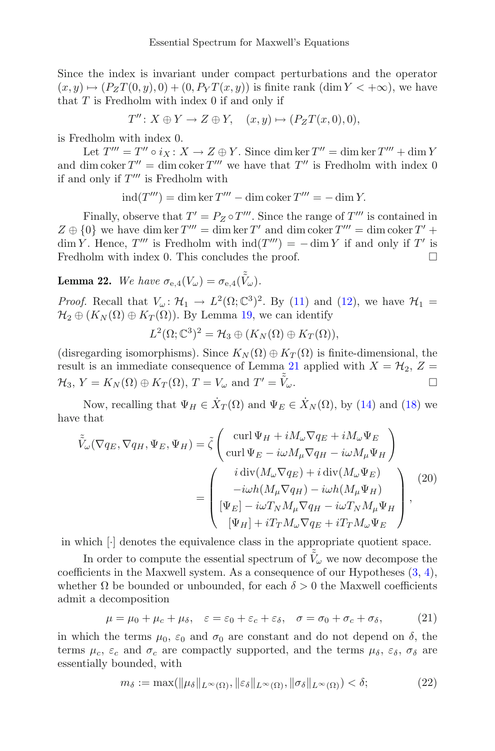Since the index is invariant under compact perturbations and the operator $(x,y) \mapsto (P_Z T(0,y), 0) + (0, P_Y T(x,y))$ is finite rank ($\dim Y < +\infty$), we have that $T$ is Fredholm with index 0 if and only if

$$T'' \colon X \oplus Y \to Z \oplus Y, \quad (x,y) \mapsto (P_Z T(x,0), 0),$$

is Fredholm with index 0.

Let $T''' = T'' \circ i_X \colon X \to Z \oplus Y$. Since $\dim \ker T'' = \dim \ker T''' + \dim Y$ and $\dim \operatorname{coker} T'' = \dim \operatorname{coker} T'''$ we have that $T''$ is Fredholm with index 0 if and only if $T'''$ is Fredholm with

$$\operatorname{ind}(T''') = \dim \ker T''' - \dim \operatorname{coker} T''' = -\dim Y.$$

Finally, observe that $T' = P_Z \circ T'''$. Since the range of $T'''$ is contained in $Z \oplus \{0\}$ we have $\dim \ker T''' = \dim \ker T'$ and $\dim \operatorname{coker} T''' = \dim \operatorname{coker} T' + \dim Y$. Hence, $T'''$ is Fredholm with $\operatorname{ind}(T''') = -\dim Y$ if and only if $T'$ is Fredholm with index 0. This concludes the proof. $\square$

**Lemma 22.** *We have* $\sigma_{\mathrm{e},4}(V_\omega) = \sigma_{\mathrm{e},4}(\tilde{\tilde{V}}_\omega)$.

*Proof.* Recall that $V_\omega \colon \mathcal{H}_1 \to L^2(\Omega; \mathbb{C}^3)^2$. By (11) and (12), we have $\mathcal{H}_1 = \mathcal{H}_2 \oplus (K_N(\Omega) \oplus K_T(\Omega))$. By Lemma 19, we can identify

$$L^2(\Omega; \mathbb{C}^3)^2 = \mathcal{H}_3 \oplus (K_N(\Omega) \oplus K_T(\Omega)),$$

(disregarding isomorphisms). Since $K_N(\Omega) \oplus K_T(\Omega)$ is finite-dimensional, the result is an immediate consequence of Lemma 21 applied with $X = \mathcal{H}_2$, $Z = \mathcal{H}_3$, $Y = K_N(\Omega) \oplus K_T(\Omega)$, $T = V_\omega$ and $T' = \tilde{\tilde{V}}_\omega$. $\square$

Now, recalling that $\Psi_H \in \dot{X}_T(\Omega)$ and $\Psi_E \in \dot{X}_N(\Omega)$, by (14) and (18) we have that

$$\begin{aligned}
\tilde{\tilde{V}}_\omega(\nabla q_E, \nabla q_H, \Psi_E, \Psi_H) &= \tilde{\zeta} \begin{pmatrix} \operatorname{curl} \Psi_H + iM_\omega \nabla q_E + iM_\omega \Psi_E \\ \operatorname{curl} \Psi_E - i\omega M_\mu \nabla q_H - i\omega M_\mu \Psi_H \end{pmatrix} \\
&= \begin{pmatrix} i \operatorname{div}(M_\omega \nabla q_E) + i \operatorname{div}(M_\omega \Psi_E) \\ -i\omega h(M_\mu \nabla q_H) - i\omega h(M_\mu \Psi_H) \\ [\Psi_E] - i\omega T_N M_\mu \nabla q_H - i\omega T_N M_\mu \Psi_H \\ [\Psi_H] + iT_T M_\omega \nabla q_E + iT_T M_\omega \Psi_E \end{pmatrix},
\end{aligned} \tag{20}$$

in which $[\cdot]$ denotes the equivalence class in the appropriate quotient space.

In order to compute the essential spectrum of $\tilde{\tilde{V}}_\omega$ we now decompose the coefficients in the Maxwell system. As a consequence of our Hypotheses (3, 4), whether $\Omega$ be bounded or unbounded, for each $\delta > 0$ the Maxwell coefficients admit a decomposition

$$\mu = \mu_0 + \mu_c + \mu_\delta, \quad \varepsilon = \varepsilon_0 + \varepsilon_c + \varepsilon_\delta, \quad \sigma = \sigma_0 + \sigma_c + \sigma_\delta, \tag{21}$$

in which the terms $\mu_0$, $\varepsilon_0$ and $\sigma_0$ are constant and do not depend on $\delta$, the terms $\mu_c$, $\varepsilon_c$ and $\sigma_c$ are compactly supported, and the terms $\mu_\delta$, $\varepsilon_\delta$, $\sigma_\delta$ are essentially bounded, with

$$m_\delta := \max(\|\mu_\delta\|_{L^\infty(\Omega)}, \|\varepsilon_\delta\|_{L^\infty(\Omega)}, \|\sigma_\delta\|_{L^\infty(\Omega)}) < \delta; \tag{22}$$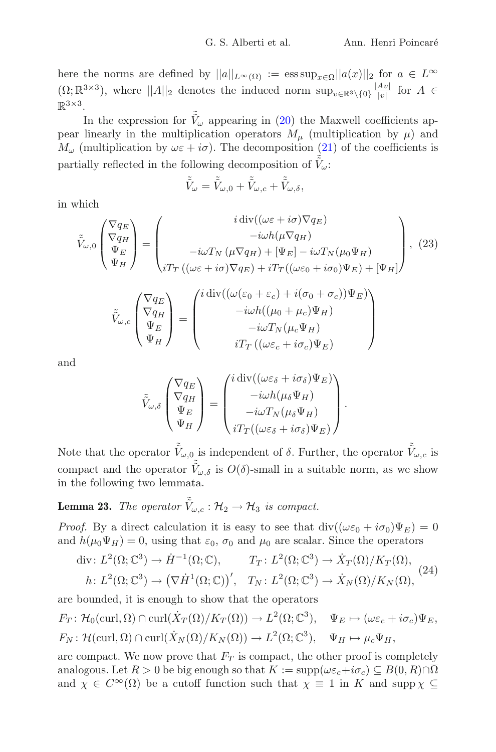here the norms are defined by $||a||_{L^\infty(\Omega)} := \operatorname{ess\,sup}_{x\in\Omega}||a(x)||_2$ for $a \in L^\infty(\Omega;\mathbb{R}^{3\times 3})$, where $||A||_2$ denotes the induced norm $\sup_{v\in\mathbb{R}^3\setminus\{0\}} \frac{|Av|}{|v|}$ for $A \in \mathbb{R}^{3\times 3}$.

In the expression for $\tilde{\tilde{V}}_\omega$ appearing in (20) the Maxwell coefficients appear linearly in the multiplication operators $M_\mu$ (multiplication by $\mu$) and $M_\omega$ (multiplication by $\omega\varepsilon + i\sigma$). The decomposition (21) of the coefficients is partially reflected in the following decomposition of $\tilde{\tilde{V}}_\omega$:

$$\tilde{\tilde{V}}_\omega = \tilde{\tilde{V}}_{\omega,0} + \tilde{\tilde{V}}_{\omega,c} + \tilde{\tilde{V}}_{\omega,\delta},$$

in which

$$\tilde{\tilde{V}}_{\omega,0}\begin{pmatrix}\nabla q_E\\ \nabla q_H\\ \Psi_E\\ \Psi_H\end{pmatrix} = \begin{pmatrix} i\,\mathrm{div}((\omega\varepsilon + i\sigma)\nabla q_E)\\ -i\omega h(\mu\nabla q_H)\\ -i\omega T_N\,(\mu\nabla q_H) + [\Psi_E] - i\omega T_N(\mu_0\Psi_H)\\ iT_T\,((\omega\varepsilon+i\sigma)\nabla q_E) + iT_T((\omega\varepsilon_0 + i\sigma_0)\Psi_E) + [\Psi_H]\end{pmatrix}, \tag{23}$$

$$\tilde{\tilde{V}}_{\omega,c}\begin{pmatrix}\nabla q_E\\ \nabla q_H\\ \Psi_E\\ \Psi_H\end{pmatrix} = \begin{pmatrix} i\,\mathrm{div}((\omega(\varepsilon_0+\varepsilon_c) + i(\sigma_0+\sigma_c))\Psi_E)\\ -i\omega h((\mu_0+\mu_c)\Psi_H)\\ -i\omega T_N(\mu_c\Psi_H)\\ iT_T\,((\omega\varepsilon_c + i\sigma_c)\Psi_E)\end{pmatrix}$$

and

$$\tilde{\tilde{V}}_{\omega,\delta}\begin{pmatrix}\nabla q_E\\ \nabla q_H\\ \Psi_E\\ \Psi_H\end{pmatrix} = \begin{pmatrix} i\,\mathrm{div}((\omega\varepsilon_\delta + i\sigma_\delta)\Psi_E)\\ -i\omega h(\mu_\delta\Psi_H)\\ -i\omega T_N(\mu_\delta\Psi_H)\\ iT_T((\omega\varepsilon_\delta + i\sigma_\delta)\Psi_E)\end{pmatrix}.$$

Note that the operator $\tilde{\tilde{V}}_{\omega,0}$ is independent of $\delta$. Further, the operator $\tilde{\tilde{V}}_{\omega,c}$ is compact and the operator $\tilde{\tilde{V}}_{\omega,\delta}$ is $O(\delta)$-small in a suitable norm, as we show in the following two lemmata.

**Lemma 23.** *The operator $\tilde{\tilde{V}}_{\omega,c} : \mathcal{H}_2 \to \mathcal{H}_3$ is compact.*

*Proof.* By a direct calculation it is easy to see that $\mathrm{div}((\omega\varepsilon_0 + i\sigma_0)\Psi_E) = 0$ and $h(\mu_0\Psi_H) = 0$, using that $\varepsilon_0$, $\sigma_0$ and $\mu_0$ are scalar. Since the operators

$$\begin{aligned} \mathrm{div}\colon L^2(\Omega;\mathbb{C}^3) &\to \dot{H}^{-1}(\Omega;\mathbb{C}), & T_T\colon L^2(\Omega;\mathbb{C}^3) &\to \dot{X}_T(\Omega)/K_T(\Omega),\\ h\colon L^2(\Omega;\mathbb{C}^3) &\to \left(\nabla\dot{H}^1(\Omega;\mathbb{C})\right)', & T_N\colon L^2(\Omega;\mathbb{C}^3) &\to \dot{X}_N(\Omega)/K_N(\Omega), \end{aligned} \tag{24}$$

are bounded, it is enough to show that the operators

$$F_T\colon \mathcal{H}_0(\mathrm{curl},\Omega)\cap \mathrm{curl}(\dot{X}_T(\Omega)/K_T(\Omega)) \to L^2(\Omega;\mathbb{C}^3),\quad \Psi_E \mapsto (\omega\varepsilon_c + i\sigma_c)\Psi_E,$$

$$F_N\colon \mathcal{H}(\mathrm{curl},\Omega)\cap \mathrm{curl}(\dot{X}_N(\Omega)/K_N(\Omega)) \to L^2(\Omega;\mathbb{C}^3),\quad \Psi_H \mapsto \mu_c\Psi_H,$$

are compact. We now prove that $F_T$ is compact, the other proof is completely analogous. Let $R > 0$ be big enough so that $K := \mathrm{supp}(\omega\varepsilon_c + i\sigma_c) \subseteq B(0,R)\cap\overline{\Omega}$ and $\chi \in C^\infty(\Omega)$ be a cutoff function such that $\chi \equiv 1$ in $K$ and $\mathrm{supp}\,\chi \subseteq$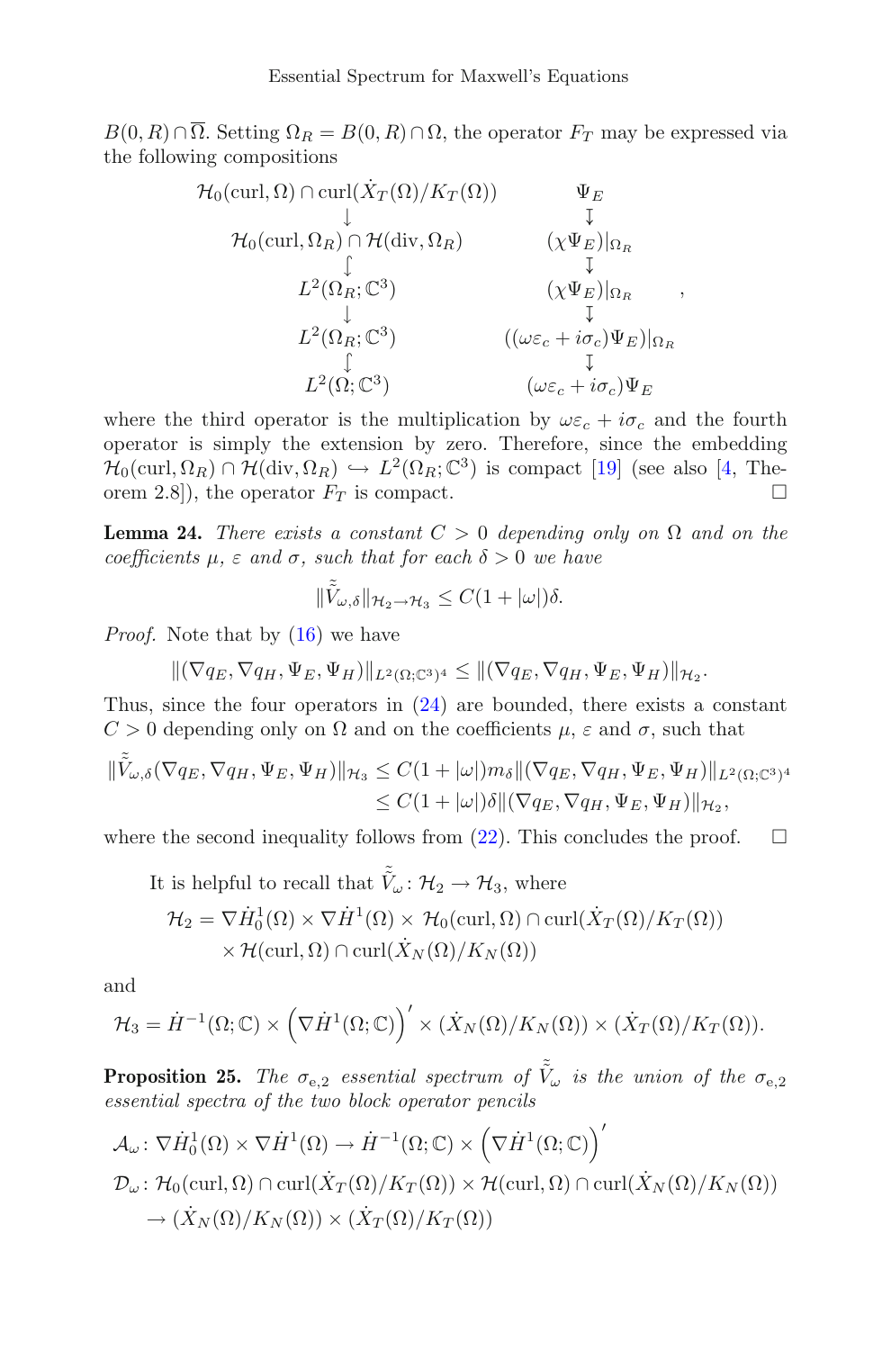$B(0,R)\cap\overline{\Omega}$. Setting $\Omega_R = B(0,R)\cap\Omega$, the operator $F_T$ may be expressed via the following compositions

$$
\begin{array}{ccc}
\mathcal{H}_0(\operatorname{curl},\Omega)\cap\operatorname{curl}(\dot{X}_T(\Omega)/K_T(\Omega)) & & \Psi_E \\
\downarrow & & \downarrow \\
\mathcal{H}_0(\operatorname{curl},\Omega_R)\cap\mathcal{H}(\operatorname{div},\Omega_R) & & (\chi\Psi_E)|_{\Omega_R} \\
\hookdownarrow & & \downarrow \\
L^2(\Omega_R;\mathbb{C}^3) & & (\chi\Psi_E)|_{\Omega_R} \\
\downarrow & & \downarrow \\
L^2(\Omega_R;\mathbb{C}^3) & & ((\omega\varepsilon_c+i\sigma_c)\Psi_E)|_{\Omega_R} \\
\hookdownarrow & & \downarrow \\
L^2(\Omega;\mathbb{C}^3) & & (\omega\varepsilon_c+i\sigma_c)\Psi_E
\end{array}
,
$$

where the third operator is the multiplication by $\omega\varepsilon_c + i\sigma_c$ and the fourth operator is simply the extension by zero. Therefore, since the embedding $\mathcal{H}_0(\operatorname{curl},\Omega_R)\cap\mathcal{H}(\operatorname{div},\Omega_R)\hookrightarrow L^2(\Omega_R;\mathbb{C}^3)$ is compact [19] (see also [4, Theorem 2.8]), the operator $F_T$ is compact. □

**Lemma 24.** *There exists a constant $C>0$ depending only on $\Omega$ and on the coefficients $\mu$, $\varepsilon$ and $\sigma$, such that for each $\delta>0$ we have*

$$
\|\tilde{\tilde{V}}_{\omega,\delta}\|_{\mathcal{H}_2\to\mathcal{H}_3}\le C(1+|\omega|)\delta.
$$

*Proof.* Note that by (16) we have

$$
\|(\nabla q_E,\nabla q_H,\Psi_E,\Psi_H)\|_{L^2(\Omega;\mathbb{C}^3)^4}\le\|(\nabla q_E,\nabla q_H,\Psi_E,\Psi_H)\|_{\mathcal{H}_2}.
$$

Thus, since the four operators in (24) are bounded, there exists a constant $C>0$ depending only on $\Omega$ and on the coefficients $\mu$, $\varepsilon$ and $\sigma$, such that

$$
\begin{aligned}
\|\tilde{\tilde{V}}_{\omega,\delta}(\nabla q_E,\nabla q_H,\Psi_E,\Psi_H)\|_{\mathcal{H}_3} &\le C(1+|\omega|)m_\delta\|(\nabla q_E,\nabla q_H,\Psi_E,\Psi_H)\|_{L^2(\Omega;\mathbb{C}^3)^4}\\
&\le C(1+|\omega|)\delta\|(\nabla q_E,\nabla q_H,\Psi_E,\Psi_H)\|_{\mathcal{H}_2},
\end{aligned}
$$

where the second inequality follows from (22). This concludes the proof. □

It is helpful to recall that $\tilde{\tilde{V}}_\omega\colon\mathcal{H}_2\to\mathcal{H}_3$, where

$$
\begin{aligned}
\mathcal{H}_2 = {} & \nabla\dot{H}^1_0(\Omega)\times\nabla\dot{H}^1(\Omega)\times\mathcal{H}_0(\operatorname{curl},\Omega)\cap\operatorname{curl}(\dot{X}_T(\Omega)/K_T(\Omega))\\
&\times\mathcal{H}(\operatorname{curl},\Omega)\cap\operatorname{curl}(\dot{X}_N(\Omega)/K_N(\Omega))
\end{aligned}
$$

and

$$
\mathcal{H}_3=\dot{H}^{-1}(\Omega;\mathbb{C})\times\left(\nabla\dot{H}^1(\Omega;\mathbb{C})\right)'\times(\dot{X}_N(\Omega)/K_N(\Omega))\times(\dot{X}_T(\Omega)/K_T(\Omega)).
$$

**Proposition 25.** *The $\sigma_{e,2}$ essential spectrum of $\tilde{\tilde{V}}_\omega$ is the union of the $\sigma_{e,2}$ essential spectra of the two block operator pencils*

$$
\begin{aligned}
&\mathcal{A}_\omega\colon\nabla\dot{H}^1_0(\Omega)\times\nabla\dot{H}^1(\Omega)\to\dot{H}^{-1}(\Omega;\mathbb{C})\times\left(\nabla\dot{H}^1(\Omega;\mathbb{C})\right)'\\
&\mathcal{D}_\omega\colon\mathcal{H}_0(\operatorname{curl},\Omega)\cap\operatorname{curl}(\dot{X}_T(\Omega)/K_T(\Omega))\times\mathcal{H}(\operatorname{curl},\Omega)\cap\operatorname{curl}(\dot{X}_N(\Omega)/K_N(\Omega))\\
&\qquad\to(\dot{X}_N(\Omega)/K_N(\Omega))\times(\dot{X}_T(\Omega)/K_T(\Omega))
\end{aligned}
$$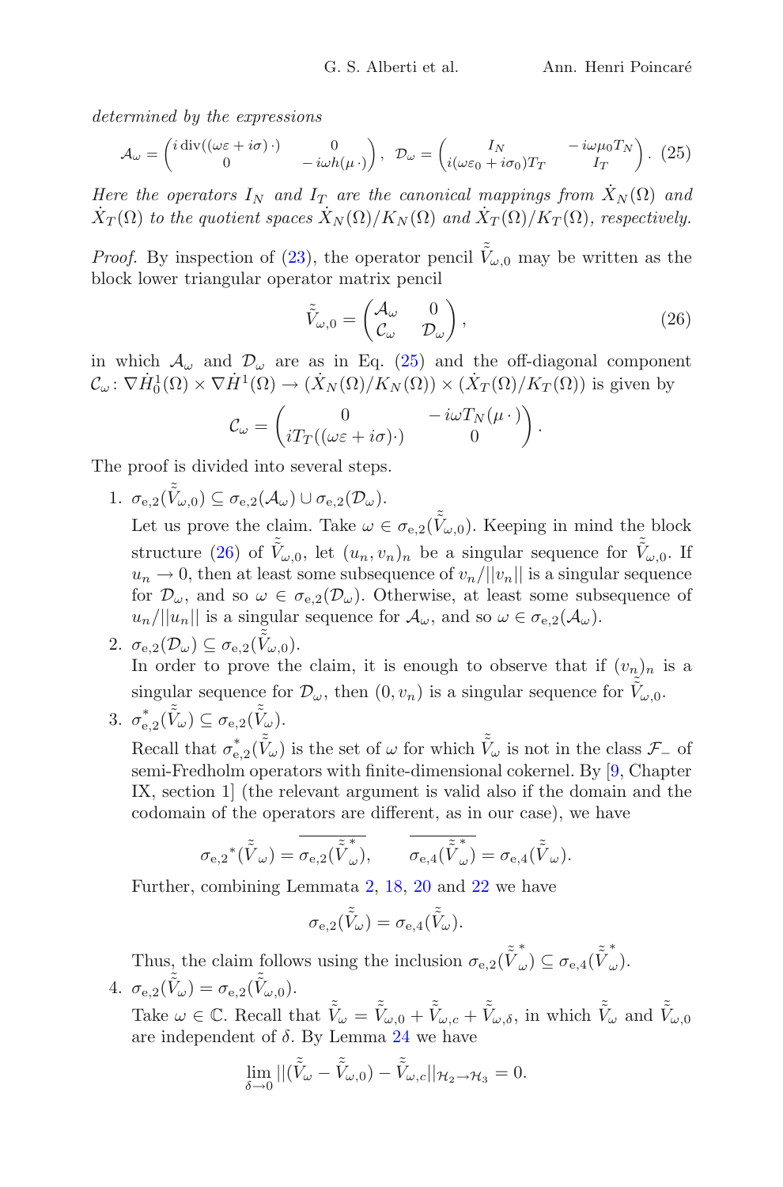*determined by the expressions*

$$\mathcal{A}_\omega = \begin{pmatrix} i\,\mathrm{div}((\omega\varepsilon + i\sigma)\,\cdot) & 0 \\ 0 & -i\omega h(\mu\,\cdot) \end{pmatrix}, \quad \mathcal{D}_\omega = \begin{pmatrix} I_N & -i\omega\mu_0 T_N \\ i(\omega\varepsilon_0 + i\sigma_0)T_T & I_T \end{pmatrix}. \tag{25}$$

*Here the operators $I_N$ and $I_T$ are the canonical mappings from $\dot{X}_N(\Omega)$ and $\dot{X}_T(\Omega)$ to the quotient spaces $\dot{X}_N(\Omega)/K_N(\Omega)$ and $\dot{X}_T(\Omega)/K_T(\Omega)$, respectively.*

*Proof.* By inspection of (23), the operator pencil $\tilde{\tilde{V}}_{\omega,0}$ may be written as the block lower triangular operator matrix pencil

$$\tilde{\tilde{V}}_{\omega,0} = \begin{pmatrix} \mathcal{A}_\omega & 0 \\ \mathcal{C}_\omega & \mathcal{D}_\omega \end{pmatrix}, \tag{26}$$

in which $\mathcal{A}_\omega$ and $\mathcal{D}_\omega$ are as in Eq. (25) and the off-diagonal component $\mathcal{C}_\omega \colon \nabla\dot{H}^1_0(\Omega) \times \nabla\dot{H}^1(\Omega) \to (\dot{X}_N(\Omega)/K_N(\Omega)) \times (\dot{X}_T(\Omega)/K_T(\Omega))$ is given by

$$\mathcal{C}_\omega = \begin{pmatrix} 0 & -i\omega T_N(\mu\,\cdot) \\ iT_T((\omega\varepsilon + i\sigma)\cdot) & 0 \end{pmatrix}.$$

The proof is divided into several steps.

1. $\sigma_{\mathrm{e},2}(\tilde{\tilde{V}}_{\omega,0}) \subseteq \sigma_{\mathrm{e},2}(\mathcal{A}_\omega) \cup \sigma_{\mathrm{e},2}(\mathcal{D}_\omega)$.
   Let us prove the claim. Take $\omega \in \sigma_{\mathrm{e},2}(\tilde{\tilde{V}}_{\omega,0})$. Keeping in mind the block structure (26) of $\tilde{\tilde{V}}_{\omega,0}$, let $(u_n, v_n)_n$ be a singular sequence for $\tilde{\tilde{V}}_{\omega,0}$. If $u_n \to 0$, then at least some subsequence of $v_n/||v_n||$ is a singular sequence for $\mathcal{D}_\omega$, and so $\omega \in \sigma_{\mathrm{e},2}(\mathcal{D}_\omega)$. Otherwise, at least some subsequence of $u_n/||u_n||$ is a singular sequence for $\mathcal{A}_\omega$, and so $\omega \in \sigma_{\mathrm{e},2}(\mathcal{A}_\omega)$.
2. $\sigma_{\mathrm{e},2}(\mathcal{D}_\omega) \subseteq \sigma_{\mathrm{e},2}(\tilde{\tilde{V}}_{\omega,0})$.
   In order to prove the claim, it is enough to observe that if $(v_n)_n$ is a singular sequence for $\mathcal{D}_\omega$, then $(0, v_n)$ is a singular sequence for $\tilde{\tilde{V}}_{\omega,0}$.
3. $\sigma^*_{\mathrm{e},2}(\tilde{\tilde{V}}_\omega) \subseteq \sigma_{\mathrm{e},2}(\tilde{\tilde{V}}_\omega)$.
   Recall that $\sigma^*_{\mathrm{e},2}(\tilde{\tilde{V}}_\omega)$ is the set of $\omega$ for which $\tilde{\tilde{V}}_\omega$ is not in the class $\mathcal{F}_-$ of semi-Fredholm operators with finite-dimensional cokernel. By [9, Chapter IX, section 1] (the relevant argument is valid also if the domain and the codomain of the operators are different, as in our case), we have

   $$\sigma_{\mathrm{e},2}{}^*(\tilde{\tilde{V}}_\omega) = \overline{\sigma_{\mathrm{e},2}(\tilde{\tilde{V}}^*_\omega)}, \qquad \overline{\sigma_{\mathrm{e},4}(\tilde{\tilde{V}}^*_\omega)} = \sigma_{\mathrm{e},4}(\tilde{\tilde{V}}_\omega).$$

   Further, combining Lemmata 2, 18, 20 and 22 we have

   $$\sigma_{\mathrm{e},2}(\tilde{\tilde{V}}_\omega) = \sigma_{\mathrm{e},4}(\tilde{\tilde{V}}_\omega).$$

   Thus, the claim follows using the inclusion $\sigma_{\mathrm{e},2}(\tilde{\tilde{V}}^*_\omega) \subseteq \sigma_{\mathrm{e},4}(\tilde{\tilde{V}}^*_\omega)$.
4. $\sigma_{\mathrm{e},2}(\tilde{\tilde{V}}_\omega) = \sigma_{\mathrm{e},2}(\tilde{\tilde{V}}_{\omega,0})$.
   Take $\omega \in \mathbb{C}$. Recall that $\tilde{\tilde{V}}_\omega = \tilde{\tilde{V}}_{\omega,0} + \tilde{\tilde{V}}_{\omega,c} + \tilde{\tilde{V}}_{\omega,\delta}$, in which $\tilde{\tilde{V}}_\omega$ and $\tilde{\tilde{V}}_{\omega,0}$ are independent of $\delta$. By Lemma 24 we have

   $$\lim_{\delta\to 0} ||(\tilde{\tilde{V}}_\omega - \tilde{\tilde{V}}_{\omega,0}) - \tilde{\tilde{V}}_{\omega,c}||_{\mathcal{H}_2\to\mathcal{H}_3} = 0.$$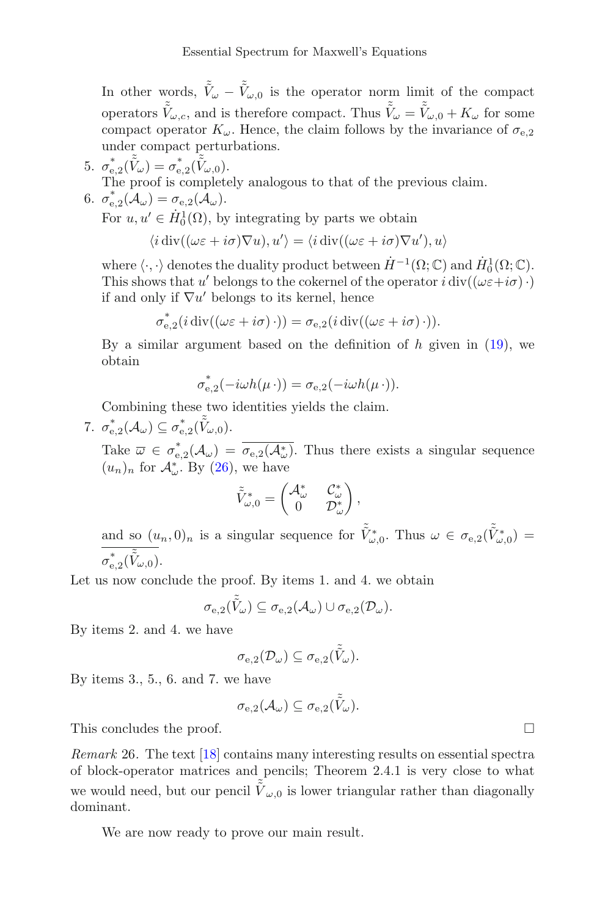In other words, $\tilde{\tilde{V}}_\omega - \tilde{\tilde{V}}_{\omega,0}$ is the operator norm limit of the compact operators $\tilde{\tilde{V}}_{\omega,c}$, and is therefore compact. Thus $\tilde{\tilde{V}}_\omega = \tilde{\tilde{V}}_{\omega,0} + K_\omega$ for some compact operator $K_\omega$. Hence, the claim follows by the invariance of $\sigma_{\mathrm{e},2}$ under compact perturbations.

5. $\sigma^*_{\mathrm{e},2}(\tilde{\tilde{V}}_\omega) = \sigma^*_{\mathrm{e},2}(\tilde{\tilde{V}}_{\omega,0})$.
   The proof is completely analogous to that of the previous claim.
6. $\sigma^*_{\mathrm{e},2}(\mathcal{A}_\omega) = \sigma_{\mathrm{e},2}(\mathcal{A}_\omega)$.
   For $u, u' \in \dot{H}^1_0(\Omega)$, by integrating by parts we obtain
   $$\langle i\,\mathrm{div}((\omega\varepsilon + i\sigma)\nabla u), u'\rangle = \langle i\,\mathrm{div}((\omega\varepsilon + i\sigma)\nabla u'), u\rangle$$
   where $\langle\cdot,\cdot\rangle$ denotes the duality product between $\dot{H}^{-1}(\Omega;\mathbb{C})$ and $\dot{H}^1_0(\Omega;\mathbb{C})$. This shows that $u'$ belongs to the cokernel of the operator $i\,\mathrm{div}((\omega\varepsilon+i\sigma)\,\cdot)$ if and only if $\nabla u'$ belongs to its kernel, hence
   $$\sigma^*_{\mathrm{e},2}(i\,\mathrm{div}((\omega\varepsilon + i\sigma)\,\cdot)) = \sigma_{\mathrm{e},2}(i\,\mathrm{div}((\omega\varepsilon + i\sigma)\,\cdot)).$$
   By a similar argument based on the definition of $h$ given in (19), we obtain
   $$\sigma^*_{\mathrm{e},2}(-i\omega h(\mu\,\cdot)) = \sigma_{\mathrm{e},2}(-i\omega h(\mu\,\cdot)).$$
   Combining these two identities yields the claim.
7. $\sigma^*_{\mathrm{e},2}(\mathcal{A}_\omega) \subseteq \sigma^*_{\mathrm{e},2}(\tilde{\tilde{V}}_{\omega,0})$.
   Take $\overline{\omega} \in \sigma^*_{\mathrm{e},2}(\mathcal{A}_\omega) = \overline{\sigma_{\mathrm{e},2}(\mathcal{A}^*_\omega)}$. Thus there exists a singular sequence $(u_n)_n$ for $\mathcal{A}^*_\omega$. By (26), we have
   $$\tilde{\tilde{V}}^*_{\omega,0} = \begin{pmatrix} \mathcal{A}^*_\omega & \mathcal{C}^*_\omega \\ 0 & \mathcal{D}^*_\omega \end{pmatrix},$$
   and so $(u_n, 0)_n$ is a singular sequence for $\tilde{\tilde{V}}^*_{\omega,0}$. Thus $\omega \in \sigma_{\mathrm{e},2}(\tilde{\tilde{V}}^*_{\omega,0}) = \overline{\sigma^*_{\mathrm{e},2}(\tilde{\tilde{V}}_{\omega,0})}$.

Let us now conclude the proof. By items 1. and 4. we obtain
$$\sigma_{\mathrm{e},2}(\tilde{\tilde{V}}_\omega) \subseteq \sigma_{\mathrm{e},2}(\mathcal{A}_\omega) \cup \sigma_{\mathrm{e},2}(\mathcal{D}_\omega).$$
By items 2. and 4. we have
$$\sigma_{\mathrm{e},2}(\mathcal{D}_\omega) \subseteq \sigma_{\mathrm{e},2}(\tilde{\tilde{V}}_\omega).$$
By items 3., 5., 6. and 7. we have
$$\sigma_{\mathrm{e},2}(\mathcal{A}_\omega) \subseteq \sigma_{\mathrm{e},2}(\tilde{\tilde{V}}_\omega).$$
This concludes the proof. □

*Remark* 26. The text [18] contains many interesting results on essential spectra of block-operator matrices and pencils; Theorem 2.4.1 is very close to what we would need, but our pencil $\tilde{\tilde{V}}_{\omega,0}$ is lower triangular rather than diagonally dominant.

We are now ready to prove our main result.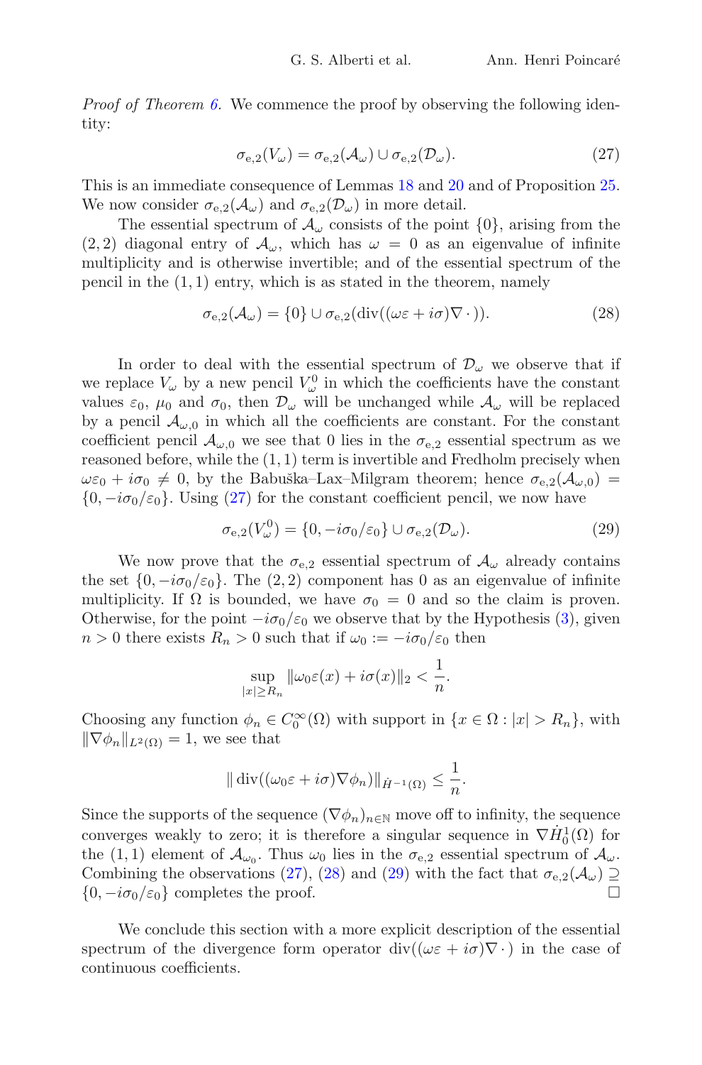*Proof of Theorem 6.* We commence the proof by observing the following identity:

$$\sigma_{\mathrm{e},2}(V_\omega) = \sigma_{\mathrm{e},2}(\mathcal{A}_\omega) \cup \sigma_{\mathrm{e},2}(\mathcal{D}_\omega). \tag{27}$$

This is an immediate consequence of Lemmas 18 and 20 and of Proposition 25. We now consider $\sigma_{\mathrm{e},2}(\mathcal{A}_\omega)$ and $\sigma_{\mathrm{e},2}(\mathcal{D}_\omega)$ in more detail.

The essential spectrum of $\mathcal{A}_\omega$ consists of the point $\{0\}$, arising from the $(2,2)$ diagonal entry of $\mathcal{A}_\omega$, which has $\omega = 0$ as an eigenvalue of infinite multiplicity and is otherwise invertible; and of the essential spectrum of the pencil in the $(1,1)$ entry, which is as stated in the theorem, namely

$$\sigma_{\mathrm{e},2}(\mathcal{A}_\omega) = \{0\} \cup \sigma_{\mathrm{e},2}(\mathrm{div}((\omega\varepsilon + i\sigma)\nabla\,\cdot)). \tag{28}$$

In order to deal with the essential spectrum of $\mathcal{D}_\omega$ we observe that if we replace $V_\omega$ by a new pencil $V_\omega^0$ in which the coefficients have the constant values $\varepsilon_0$, $\mu_0$ and $\sigma_0$, then $\mathcal{D}_\omega$ will be unchanged while $\mathcal{A}_\omega$ will be replaced by a pencil $\mathcal{A}_{\omega,0}$ in which all the coefficients are constant. For the constant coefficient pencil $\mathcal{A}_{\omega,0}$ we see that 0 lies in the $\sigma_{\mathrm{e},2}$ essential spectrum as we reasoned before, while the $(1,1)$ term is invertible and Fredholm precisely when $\omega\varepsilon_0 + i\sigma_0 \neq 0$, by the Babuška–Lax–Milgram theorem; hence $\sigma_{\mathrm{e},2}(\mathcal{A}_{\omega,0}) = \{0, -i\sigma_0/\varepsilon_0\}$. Using (27) for the constant coefficient pencil, we now have

$$\sigma_{\mathrm{e},2}(V_\omega^0) = \{0, -i\sigma_0/\varepsilon_0\} \cup \sigma_{\mathrm{e},2}(\mathcal{D}_\omega). \tag{29}$$

We now prove that the $\sigma_{\mathrm{e},2}$ essential spectrum of $\mathcal{A}_\omega$ already contains the set $\{0, -i\sigma_0/\varepsilon_0\}$. The $(2,2)$ component has 0 as an eigenvalue of infinite multiplicity. If $\Omega$ is bounded, we have $\sigma_0 = 0$ and so the claim is proven. Otherwise, for the point $-i\sigma_0/\varepsilon_0$ we observe that by the Hypothesis (3), given $n > 0$ there exists $R_n > 0$ such that if $\omega_0 := -i\sigma_0/\varepsilon_0$ then

$$\sup_{|x|\geq R_n} \|\omega_0\varepsilon(x) + i\sigma(x)\|_2 < \frac{1}{n}.$$

Choosing any function $\phi_n \in C_0^\infty(\Omega)$ with support in $\{x \in \Omega : |x| > R_n\}$, with $\|\nabla\phi_n\|_{L^2(\Omega)} = 1$, we see that

$$\|\,\mathrm{div}((\omega_0\varepsilon + i\sigma)\nabla\phi_n)\|_{\dot{H}^{-1}(\Omega)} \leq \frac{1}{n}.$$

Since the supports of the sequence $(\nabla\phi_n)_{n\in\mathbb{N}}$ move off to infinity, the sequence converges weakly to zero; it is therefore a singular sequence in $\nabla\dot{H}_0^1(\Omega)$ for the $(1,1)$ element of $\mathcal{A}_{\omega_0}$. Thus $\omega_0$ lies in the $\sigma_{\mathrm{e},2}$ essential spectrum of $\mathcal{A}_\omega$. Combining the observations (27), (28) and (29) with the fact that $\sigma_{\mathrm{e},2}(\mathcal{A}_\omega) \supseteq \{0, -i\sigma_0/\varepsilon_0\}$ completes the proof. □

We conclude this section with a more explicit description of the essential spectrum of the divergence form operator $\mathrm{div}((\omega\varepsilon + i\sigma)\nabla\,\cdot)$ in the case of continuous coefficients.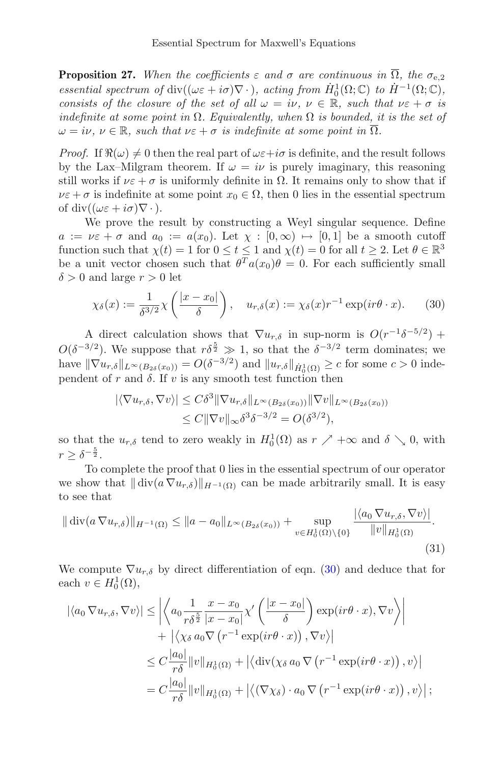**Proposition 27.** *When the coefficients $\varepsilon$ and $\sigma$ are continuous in $\overline{\Omega}$, the $\sigma_{\mathrm{e},2}$ essential spectrum of $\operatorname{div}((\omega\varepsilon + i\sigma)\nabla\cdot)$, acting from $\dot{H}_0^1(\Omega;\mathbb{C})$ to $\dot{H}^{-1}(\Omega;\mathbb{C})$, consists of the closure of the set of all $\omega = i\nu$, $\nu \in \mathbb{R}$, such that $\nu\varepsilon + \sigma$ is indefinite at some point in $\Omega$. Equivalently, when $\Omega$ is bounded, it is the set of $\omega = i\nu$, $\nu \in \mathbb{R}$, such that $\nu\varepsilon + \sigma$ is indefinite at some point in $\overline{\Omega}$.*

*Proof.* If $\Re(\omega) \neq 0$ then the real part of $\omega\varepsilon + i\sigma$ is definite, and the result follows by the Lax–Milgram theorem. If $\omega = i\nu$ is purely imaginary, this reasoning still works if $\nu\varepsilon + \sigma$ is uniformly definite in $\Omega$. It remains only to show that if $\nu\varepsilon + \sigma$ is indefinite at some point $x_0 \in \Omega$, then 0 lies in the essential spectrum of $\operatorname{div}((\omega\varepsilon + i\sigma)\nabla\cdot)$.

We prove the result by constructing a Weyl singular sequence. Define $a := \nu\varepsilon + \sigma$ and $a_0 := a(x_0)$. Let $\chi : [0,\infty) \mapsto [0,1]$ be a smooth cutoff function such that $\chi(t) = 1$ for $0 \le t \le 1$ and $\chi(t) = 0$ for all $t \ge 2$. Let $\theta \in \mathbb{R}^3$ be a unit vector chosen such that $\theta^T a(x_0)\theta = 0$. For each sufficiently small $\delta > 0$ and large $r > 0$ let

$$\chi_\delta(x) := \frac{1}{\delta^{3/2}}\chi\left(\frac{|x - x_0|}{\delta}\right), \quad u_{r,\delta}(x) := \chi_\delta(x) r^{-1}\exp(ir\theta\cdot x). \tag{30}$$

A direct calculation shows that $\nabla u_{r,\delta}$ in sup-norm is $O(r^{-1}\delta^{-5/2}) + O(\delta^{-3/2})$. We suppose that $r\delta^{\frac{5}{2}} \gg 1$, so that the $\delta^{-3/2}$ term dominates; we have $\|\nabla u_{r,\delta}\|_{L^\infty(B_{2\delta}(x_0))} = O(\delta^{-3/2})$ and $\|u_{r,\delta}\|_{\dot{H}_0^1(\Omega)} \ge c$ for some $c > 0$ independent of $r$ and $\delta$. If $v$ is any smooth test function then

$$\begin{aligned}
|\langle \nabla u_{r,\delta}, \nabla v\rangle| &\le C\delta^3 \|\nabla u_{r,\delta}\|_{L^\infty(B_{2\delta}(x_0))}\|\nabla v\|_{L^\infty(B_{2\delta}(x_0))} \\
&\le C\|\nabla v\|_\infty \delta^3\delta^{-3/2} = O(\delta^{3/2}),
\end{aligned}$$

so that the $u_{r,\delta}$ tend to zero weakly in $H_0^1(\Omega)$ as $r \nearrow +\infty$ and $\delta \searrow 0$, with $r \ge \delta^{-\frac{5}{2}}$.

To complete the proof that 0 lies in the essential spectrum of our operator we show that $\|\operatorname{div}(a\,\nabla u_{r,\delta})\|_{H^{-1}(\Omega)}$ can be made arbitrarily small. It is easy to see that

$$\|\operatorname{div}(a\,\nabla u_{r,\delta})\|_{H^{-1}(\Omega)} \le \|a - a_0\|_{L^\infty(B_{2\delta}(x_0))} + \sup_{v\in H_0^1(\Omega)\setminus\{0\}} \frac{|\langle a_0\,\nabla u_{r,\delta}, \nabla v\rangle|}{\|v\|_{H_0^1(\Omega)}}. \tag{31}$$

We compute $\nabla u_{r,\delta}$ by direct differentiation of eqn. (30) and deduce that for each $v \in H_0^1(\Omega)$,

$$\begin{aligned}
|\langle a_0\,\nabla u_{r,\delta}, \nabla v\rangle| &\le \left|\left\langle a_0 \frac{1}{r\delta^{\frac{5}{2}}}\frac{x - x_0}{|x - x_0|}\chi'\left(\frac{|x - x_0|}{\delta}\right)\exp(ir\theta\cdot x), \nabla v\right\rangle\right| \\
&\quad + \left|\left\langle \chi_\delta\, a_0 \nabla\left(r^{-1}\exp(ir\theta\cdot x)\right), \nabla v\right\rangle\right| \\
&\le C\frac{|a_0|}{r\delta}\|v\|_{H_0^1(\Omega)} + \left|\left\langle \operatorname{div}(\chi_\delta\, a_0\,\nabla\left(r^{-1}\exp(ir\theta\cdot x)\right), v\right\rangle\right| \\
&= C\frac{|a_0|}{r\delta}\|v\|_{H_0^1(\Omega)} + \left|\left\langle (\nabla\chi_\delta)\cdot a_0\,\nabla\left(r^{-1}\exp(ir\theta\cdot x)\right), v\right\rangle\right|;
\end{aligned}$$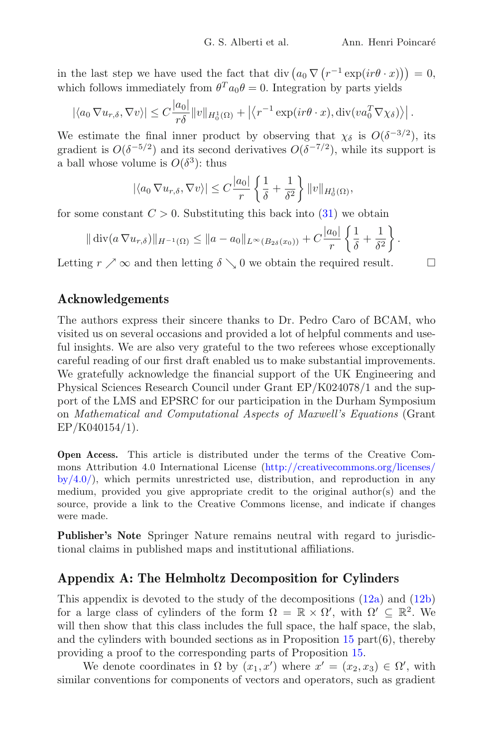in the last step we have used the fact that $\operatorname{div}\left(a_0 \nabla \left(r^{-1} \exp(ir\theta \cdot x)\right)\right) = 0$, which follows immediately from $\theta^T a_0 \theta = 0$. Integration by parts yields

$$|\langle a_0 \nabla u_{r,\delta}, \nabla v\rangle| \leq C \frac{|a_0|}{r\delta} \|v\|_{H_0^1(\Omega)} + \left|\left\langle r^{-1} \exp(ir\theta \cdot x), \operatorname{div}(v a_0^T \nabla \chi_\delta)\right\rangle\right|.$$

We estimate the final inner product by observing that $\chi_\delta$ is $O(\delta^{-3/2})$, its gradient is $O(\delta^{-5/2})$ and its second derivatives $O(\delta^{-7/2})$, while its support is a ball whose volume is $O(\delta^3)$: thus

$$|\langle a_0 \nabla u_{r,\delta}, \nabla v\rangle| \leq C \frac{|a_0|}{r} \left\{\frac{1}{\delta} + \frac{1}{\delta^2}\right\} \|v\|_{H_0^1(\Omega)},$$

for some constant $C > 0$. Substituting this back into (31) we obtain

$$\|\operatorname{div}(a \nabla u_{r,\delta})\|_{H^{-1}(\Omega)} \leq \|a - a_0\|_{L^\infty(B_{2\delta}(x_0))} + C \frac{|a_0|}{r} \left\{\frac{1}{\delta} + \frac{1}{\delta^2}\right\}.$$

Letting $r \nearrow \infty$ and then letting $\delta \searrow 0$ we obtain the required result. □

## Acknowledgements

The authors express their sincere thanks to Dr. Pedro Caro of BCAM, who visited us on several occasions and provided a lot of helpful comments and useful insights. We are also very grateful to the two referees whose exceptionally careful reading of our first draft enabled us to make substantial improvements. We gratefully acknowledge the financial support of the UK Engineering and Physical Sciences Research Council under Grant EP/K024078/1 and the support of the LMS and EPSRC for our participation in the Durham Symposium on *Mathematical and Computational Aspects of Maxwell's Equations* (Grant EP/K040154/1).

**Open Access.** This article is distributed under the terms of the Creative Commons Attribution 4.0 International License (http://creativecommons.org/licenses/by/4.0/), which permits unrestricted use, distribution, and reproduction in any medium, provided you give appropriate credit to the original author(s) and the source, provide a link to the Creative Commons license, and indicate if changes were made.

**Publisher's Note** Springer Nature remains neutral with regard to jurisdictional claims in published maps and institutional affiliations.

## Appendix A: The Helmholtz Decomposition for Cylinders

This appendix is devoted to the study of the decompositions (12a) and (12b) for a large class of cylinders of the form $\Omega = \mathbb{R} \times \Omega'$, with $\Omega' \subseteq \mathbb{R}^2$. We will then show that this class includes the full space, the half space, the slab, and the cylinders with bounded sections as in Proposition 15 part(6), thereby providing a proof to the corresponding parts of Proposition 15.

We denote coordinates in $\Omega$ by $(x_1, x')$ where $x' = (x_2, x_3) \in \Omega'$, with similar conventions for components of vectors and operators, such as gradient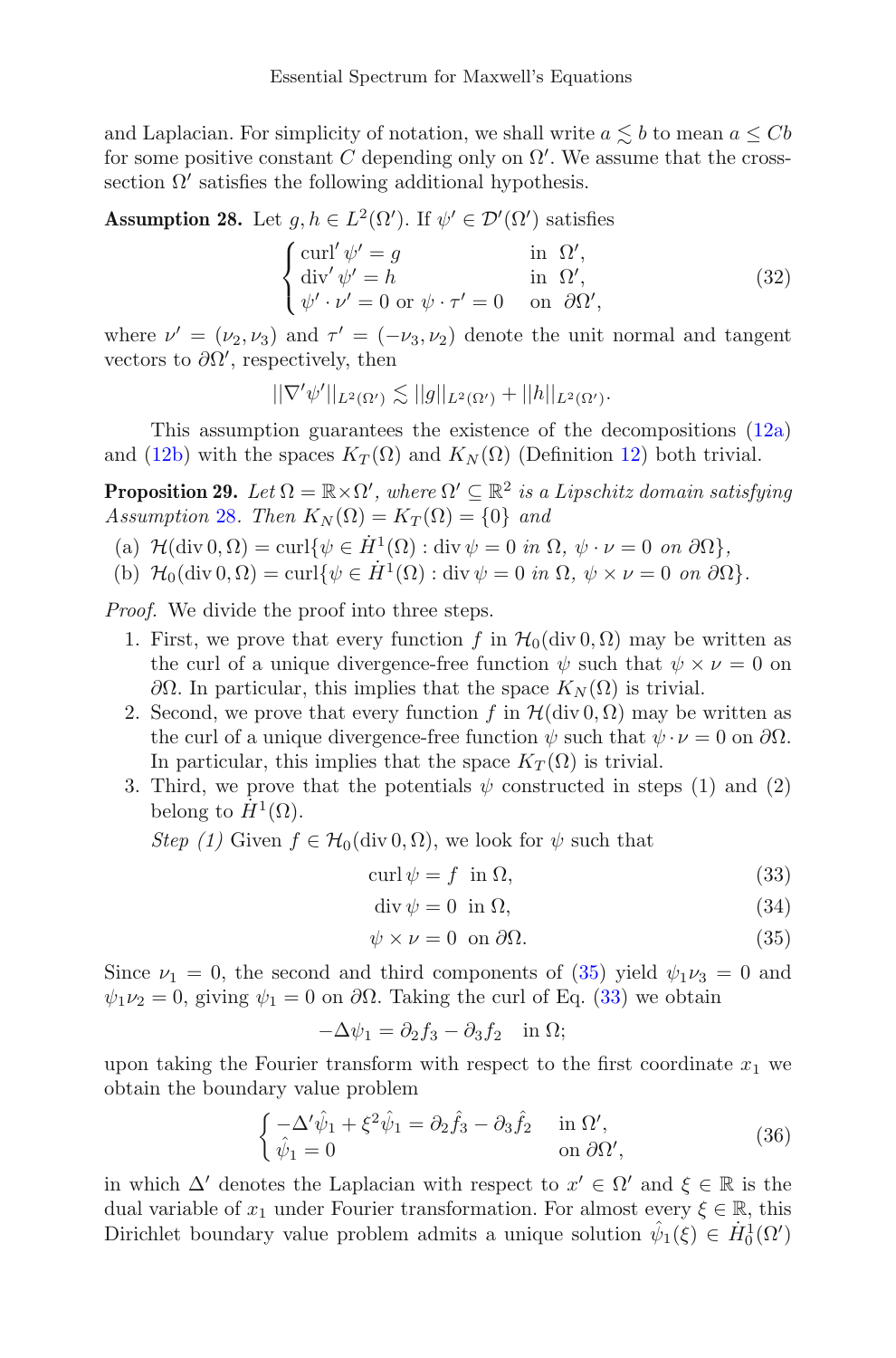and Laplacian. For simplicity of notation, we shall write $a \lesssim b$ to mean $a \leq Cb$ for some positive constant $C$ depending only on $\Omega'$. We assume that the cross-section $\Omega'$ satisfies the following additional hypothesis.

**Assumption 28.** Let $g, h \in L^2(\Omega')$. If $\psi' \in \mathcal{D}'(\Omega')$ satisfies

$$\begin{cases} \operatorname{curl}' \psi' = g & \text{in } \Omega', \\ \operatorname{div}' \psi' = h & \text{in } \Omega', \\ \psi' \cdot \nu' = 0 \text{ or } \psi \cdot \tau' = 0 & \text{on } \partial\Omega', \end{cases} \tag{32}$$

where $\nu' = (\nu_2, \nu_3)$ and $\tau' = (-\nu_3, \nu_2)$ denote the unit normal and tangent vectors to $\partial\Omega'$, respectively, then

$$||\nabla' \psi'||_{L^2(\Omega')} \lesssim ||g||_{L^2(\Omega')} + ||h||_{L^2(\Omega')}.$$

This assumption guarantees the existence of the decompositions (12a) and (12b) with the spaces $K_T(\Omega)$ and $K_N(\Omega)$ (Definition 12) both trivial.

**Proposition 29.** *Let $\Omega = \mathbb{R} \times \Omega'$, where $\Omega' \subseteq \mathbb{R}^2$ is a Lipschitz domain satisfying Assumption 28. Then $K_N(\Omega) = K_T(\Omega) = \{0\}$ and*

(a) $\mathcal{H}(\operatorname{div} 0, \Omega) = \operatorname{curl}\{\psi \in \dot{H}^1(\Omega) : \operatorname{div} \psi = 0 \text{ in } \Omega,\ \psi \cdot \nu = 0 \text{ on } \partial\Omega\}$,

(b) $\mathcal{H}_0(\operatorname{div} 0, \Omega) = \operatorname{curl}\{\psi \in \dot{H}^1(\Omega) : \operatorname{div} \psi = 0 \text{ in } \Omega,\ \psi \times \nu = 0 \text{ on } \partial\Omega\}$.

*Proof.* We divide the proof into three steps.

1. First, we prove that every function $f$ in $\mathcal{H}_0(\operatorname{div} 0, \Omega)$ may be written as the curl of a unique divergence-free function $\psi$ such that $\psi \times \nu = 0$ on $\partial\Omega$. In particular, this implies that the space $K_N(\Omega)$ is trivial.
2. Second, we prove that every function $f$ in $\mathcal{H}(\operatorname{div} 0, \Omega)$ may be written as the curl of a unique divergence-free function $\psi$ such that $\psi \cdot \nu = 0$ on $\partial\Omega$. In particular, this implies that the space $K_T(\Omega)$ is trivial.
3. Third, we prove that the potentials $\psi$ constructed in steps (1) and (2) belong to $\dot{H}^1(\Omega)$.

*Step (1)* Given $f \in \mathcal{H}_0(\operatorname{div} 0, \Omega)$, we look for $\psi$ such that

$$\operatorname{curl} \psi = f \quad \text{in } \Omega, \tag{33}$$

$$\operatorname{div} \psi = 0 \quad \text{in } \Omega, \tag{34}$$

$$\psi \times \nu = 0 \quad \text{on } \partial\Omega. \tag{35}$$

Since $\nu_1 = 0$, the second and third components of (35) yield $\psi_1 \nu_3 = 0$ and $\psi_1 \nu_2 = 0$, giving $\psi_1 = 0$ on $\partial\Omega$. Taking the curl of Eq. (33) we obtain

$$-\Delta \psi_1 = \partial_2 f_3 - \partial_3 f_2 \quad \text{in } \Omega;$$

upon taking the Fourier transform with respect to the first coordinate $x_1$ we obtain the boundary value problem

$$\begin{cases} -\Delta' \hat{\psi}_1 + \xi^2 \hat{\psi}_1 = \partial_2 \hat{f}_3 - \partial_3 \hat{f}_2 & \text{in } \Omega', \\ \hat{\psi}_1 = 0 & \text{on } \partial\Omega', \end{cases} \tag{36}$$

in which $\Delta'$ denotes the Laplacian with respect to $x' \in \Omega'$ and $\xi \in \mathbb{R}$ is the dual variable of $x_1$ under Fourier transformation. For almost every $\xi \in \mathbb{R}$, this Dirichlet boundary value problem admits a unique solution $\hat{\psi}_1(\xi) \in \dot{H}^1_0(\Omega')$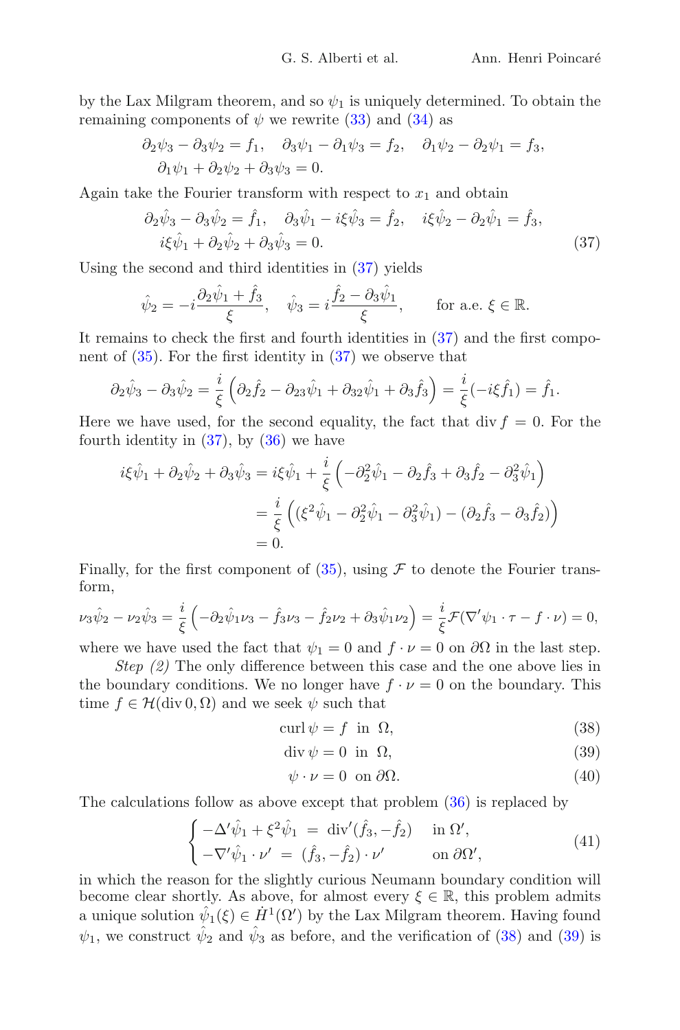by the Lax Milgram theorem, and so $\psi_1$ is uniquely determined. To obtain the remaining components of $\psi$ we rewrite (33) and (34) as

$$\partial_2\psi_3 - \partial_3\psi_2 = f_1, \quad \partial_3\psi_1 - \partial_1\psi_3 = f_2, \quad \partial_1\psi_2 - \partial_2\psi_1 = f_3,$$
$$\partial_1\psi_1 + \partial_2\psi_2 + \partial_3\psi_3 = 0.$$

Again take the Fourier transform with respect to $x_1$ and obtain

$$\partial_2\hat{\psi}_3 - \partial_3\hat{\psi}_2 = \hat{f}_1, \quad \partial_3\hat{\psi}_1 - i\xi\hat{\psi}_3 = \hat{f}_2, \quad i\xi\hat{\psi}_2 - \partial_2\hat{\psi}_1 = \hat{f}_3,$$
$$i\xi\hat{\psi}_1 + \partial_2\hat{\psi}_2 + \partial_3\hat{\psi}_3 = 0. \tag{37}$$

Using the second and third identities in (37) yields

$$\hat{\psi}_2 = -i\frac{\partial_2\hat{\psi}_1 + \hat{f}_3}{\xi}, \quad \hat{\psi}_3 = i\frac{\hat{f}_2 - \partial_3\hat{\psi}_1}{\xi}, \qquad \text{for a.e. } \xi \in \mathbb{R}.$$

It remains to check the first and fourth identities in (37) and the first component of (35). For the first identity in (37) we observe that

$$\partial_2\hat{\psi}_3 - \partial_3\hat{\psi}_2 = \frac{i}{\xi}\left(\partial_2\hat{f}_2 - \partial_{23}\hat{\psi}_1 + \partial_{32}\hat{\psi}_1 + \partial_3\hat{f}_3\right) = \frac{i}{\xi}(-i\xi\hat{f}_1) = \hat{f}_1.$$

Here we have used, for the second equality, the fact that $\operatorname{div} f = 0$. For the fourth identity in (37), by (36) we have

$$\begin{aligned}
i\xi\hat{\psi}_1 + \partial_2\hat{\psi}_2 + \partial_3\hat{\psi}_3 &= i\xi\hat{\psi}_1 + \frac{i}{\xi}\left(-\partial_2^2\hat{\psi}_1 - \partial_2\hat{f}_3 + \partial_3\hat{f}_2 - \partial_3^2\hat{\psi}_1\right)\\
&= \frac{i}{\xi}\left((\xi^2\hat{\psi}_1 - \partial_2^2\hat{\psi}_1 - \partial_3^2\hat{\psi}_1) - (\partial_2\hat{f}_3 - \partial_3\hat{f}_2)\right)\\
&= 0.
\end{aligned}$$

Finally, for the first component of (35), using $\mathcal{F}$ to denote the Fourier transform,

$$\nu_3\hat{\psi}_2 - \nu_2\hat{\psi}_3 = \frac{i}{\xi}\left(-\partial_2\hat{\psi}_1\nu_3 - \hat{f}_3\nu_3 - \hat{f}_2\nu_2 + \partial_3\hat{\psi}_1\nu_2\right) = \frac{i}{\xi}\mathcal{F}(\nabla'\psi_1\cdot\tau - f\cdot\nu) = 0,$$

where we have used the fact that $\psi_1 = 0$ and $f\cdot\nu = 0$ on $\partial\Omega$ in the last step.

*Step (2)* The only difference between this case and the one above lies in the boundary conditions. We no longer have $f\cdot\nu = 0$ on the boundary. This time $f \in \mathcal{H}(\operatorname{div} 0, \Omega)$ and we seek $\psi$ such that

$$\operatorname{curl}\psi = f \ \text{ in } \ \Omega, \tag{38}$$
$$\operatorname{div}\psi = 0 \ \text{ in } \ \Omega, \tag{39}$$
$$\psi\cdot\nu = 0 \ \text{ on } \partial\Omega. \tag{40}$$

The calculations follow as above except that problem (36) is replaced by

$$\begin{cases} -\Delta'\hat{\psi}_1 + \xi^2\hat{\psi}_1 \ = \ \operatorname{div}'(\hat{f}_3, -\hat{f}_2) & \text{in } \Omega', \\ -\nabla'\hat{\psi}_1\cdot\nu' \ = \ (\hat{f}_3, -\hat{f}_2)\cdot\nu' & \text{on } \partial\Omega', \end{cases} \tag{41}$$

in which the reason for the slightly curious Neumann boundary condition will become clear shortly. As above, for almost every $\xi \in \mathbb{R}$, this problem admits a unique solution $\hat{\psi}_1(\xi) \in \dot{H}^1(\Omega')$ by the Lax Milgram theorem. Having found $\psi_1$, we construct $\hat{\psi}_2$ and $\hat{\psi}_3$ as before, and the verification of (38) and (39) is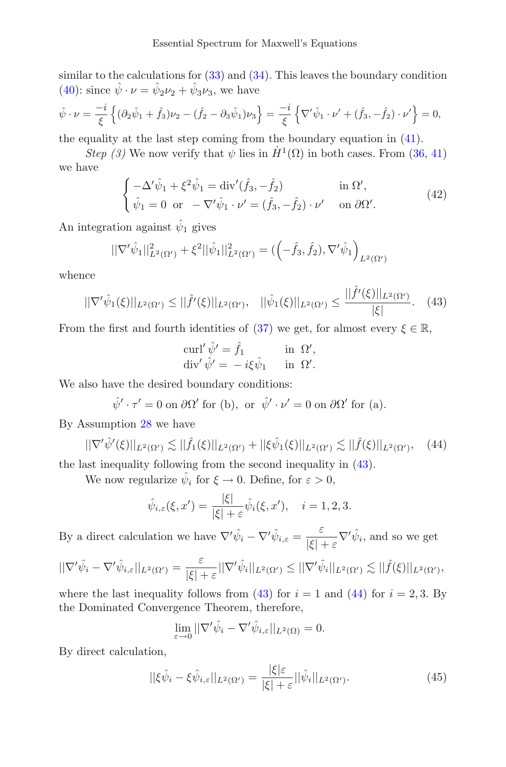similar to the calculations for (33) and (34). This leaves the boundary condition (40): since $\hat\psi\cdot\nu = \hat\psi_2\nu_2 + \hat\psi_3\nu_3$, we have

$$\hat\psi\cdot\nu = \frac{-i}{\xi}\left\{(\partial_2\hat\psi_1 + \hat f_3)\nu_2 - (\hat f_2 - \partial_3\hat\psi_1)\nu_3\right\} = \frac{-i}{\xi}\left\{\nabla'\hat\psi_1\cdot\nu' + (\hat f_3, -\hat f_2)\cdot\nu'\right\} = 0,$$

the equality at the last step coming from the boundary equation in (41).

*Step (3)* We now verify that $\psi$ lies in $\dot H^1(\Omega)$ in both cases. From (36, 41) we have

$$\begin{cases} -\Delta'\hat\psi_1 + \xi^2\hat\psi_1 = \operatorname{div}'(\hat f_3, -\hat f_2) & \text{in } \Omega', \\ \hat\psi_1 = 0 \ \text{ or } \ -\nabla'\hat\psi_1\cdot\nu' = (\hat f_3, -\hat f_2)\cdot\nu' & \text{on } \partial\Omega'. \end{cases} \tag{42}$$

An integration against $\hat\psi_1$ gives

$$||\nabla'\hat\psi_1||^2_{L^2(\Omega')} + \xi^2||\hat\psi_1||^2_{L^2(\Omega')} = \left(\left(-\hat f_3, \hat f_2\right), \nabla'\hat\psi_1\right)_{L^2(\Omega')}$$

whence

$$||\nabla'\hat\psi_1(\xi)||_{L^2(\Omega')} \le ||\hat f'(\xi)||_{L^2(\Omega')}, \quad ||\hat\psi_1(\xi)||_{L^2(\Omega')} \le \frac{||\hat f'(\xi)||_{L^2(\Omega')}}{|\xi|}. \tag{43}$$

From the first and fourth identities of (37) we get, for almost every $\xi\in\mathbb{R}$,

$$\begin{aligned} \operatorname{curl}'\hat\psi' &= \hat f_1 && \text{in } \Omega', \\ \operatorname{div}'\hat\psi' &= -i\xi\hat\psi_1 && \text{in } \Omega'. \end{aligned}$$

We also have the desired boundary conditions:

$$\hat\psi'\cdot\tau' = 0 \text{ on } \partial\Omega' \text{ for (b), or } \hat\psi'\cdot\nu' = 0 \text{ on } \partial\Omega' \text{ for (a).}$$

By Assumption 28 we have

$$||\nabla'\hat\psi'(\xi)||_{L^2(\Omega')} \lesssim ||\hat f_1(\xi)||_{L^2(\Omega')} + ||\xi\hat\psi_1(\xi)||_{L^2(\Omega')} \lesssim ||\hat f(\xi)||_{L^2(\Omega')}, \tag{44}$$

the last inequality following from the second inequality in (43).

We now regularize $\hat\psi_i$ for $\xi\to 0$. Define, for $\varepsilon > 0$,

$$\hat\psi_{i,\varepsilon}(\xi, x') = \frac{|\xi|}{|\xi|+\varepsilon}\hat\psi_i(\xi, x'), \quad i = 1,2,3.$$

By a direct calculation we have $\nabla'\hat\psi_i - \nabla'\hat\psi_{i,\varepsilon} = \dfrac{\varepsilon}{|\xi|+\varepsilon}\nabla'\hat\psi_i$, and so we get

$$||\nabla'\hat\psi_i - \nabla'\hat\psi_{i,\varepsilon}||_{L^2(\Omega')} = \frac{\varepsilon}{|\xi|+\varepsilon}||\nabla'\hat\psi_i||_{L^2(\Omega')} \le ||\nabla'\hat\psi_i||_{L^2(\Omega')} \lesssim ||\hat f(\xi)||_{L^2(\Omega')},$$

where the last inequality follows from (43) for $i = 1$ and (44) for $i = 2, 3$. By the Dominated Convergence Theorem, therefore,

$$\lim_{\varepsilon\to 0}||\nabla'\hat\psi_i - \nabla'\hat\psi_{i,\varepsilon}||_{L^2(\Omega)} = 0.$$

By direct calculation,

$$||\xi\hat\psi_i - \xi\hat\psi_{i,\varepsilon}||_{L^2(\Omega')} = \frac{|\xi|\varepsilon}{|\xi|+\varepsilon}||\hat\psi_i||_{L^2(\Omega')}. \tag{45}$$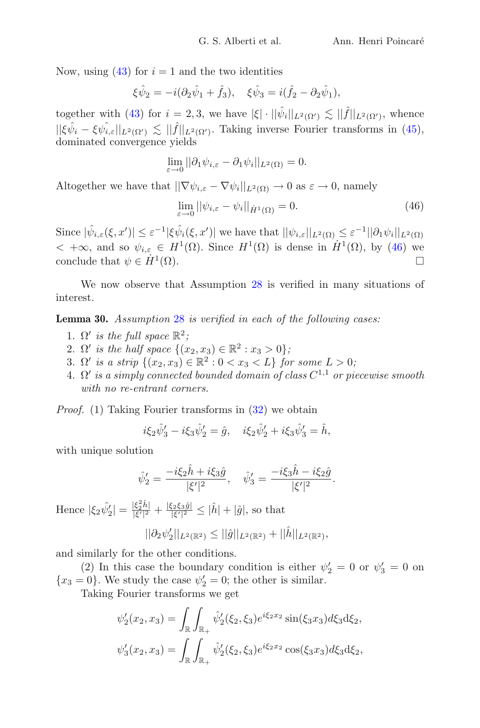Now, using (43) for $i = 1$ and the two identities

$$\xi\hat{\psi}_2 = -i(\partial_2\hat{\psi}_1 + \hat{f}_3), \quad \xi\hat{\psi}_3 = i(\hat{f}_2 - \partial_2\hat{\psi}_1),$$

together with (43) for $i = 2, 3$, we have $|\xi| \cdot ||\hat{\psi}_i||_{L^2(\Omega')} \lesssim ||\hat{f}||_{L^2(\Omega')}$, whence $||\xi\hat{\psi}_i - \xi\hat{\psi}_{i,\varepsilon}||_{L^2(\Omega')} \lesssim ||\hat{f}||_{L^2(\Omega')}$. Taking inverse Fourier transforms in (45), dominated convergence yields

$$\lim_{\varepsilon\to 0} ||\partial_1\psi_{i,\varepsilon} - \partial_1\psi_i||_{L^2(\Omega)} = 0.$$

Altogether we have that $||\nabla\psi_{i,\varepsilon} - \nabla\psi_i||_{L^2(\Omega)} \to 0$ as $\varepsilon \to 0$, namely

$$\lim_{\varepsilon\to 0} ||\psi_{i,\varepsilon} - \psi_i||_{\dot{H}^1(\Omega)} = 0. \tag{46}$$

Since $|\hat{\psi}_{i,\varepsilon}(\xi, x')| \leq \varepsilon^{-1}|\xi\hat{\psi}_i(\xi, x')|$ we have that $||\psi_{i,\varepsilon}||_{L^2(\Omega)} \leq \varepsilon^{-1}||\partial_1\psi_i||_{L^2(\Omega)} < +\infty$, and so $\psi_{i,\varepsilon} \in H^1(\Omega)$. Since $H^1(\Omega)$ is dense in $\dot{H}^1(\Omega)$, by (46) we conclude that $\psi \in \dot{H}^1(\Omega)$. □

We now observe that Assumption 28 is verified in many situations of interest.

**Lemma 30.** *Assumption 28 is verified in each of the following cases:*

1. *$\Omega'$ is the full space $\mathbb{R}^2$;*
2. *$\Omega'$ is the half space $\{(x_2, x_3) \in \mathbb{R}^2 : x_3 > 0\}$;*
3. *$\Omega'$ is a strip $\{(x_2, x_3) \in \mathbb{R}^2 : 0 < x_3 < L\}$ for some $L > 0$;*
4. *$\Omega'$ is a simply connected bounded domain of class $C^{1,1}$ or piecewise smooth with no re-entrant corners.*

*Proof.* (1) Taking Fourier transforms in (32) we obtain

$$i\xi_2\hat{\psi}'_3 - i\xi_3\hat{\psi}'_2 = \hat{g}, \quad i\xi_2\hat{\psi}'_2 + i\xi_3\hat{\psi}'_3 = \hat{h},$$

with unique solution

$$\hat{\psi}'_2 = \frac{-i\xi_2\hat{h} + i\xi_3\hat{g}}{|\xi'|^2}, \quad \hat{\psi}'_3 = \frac{-i\xi_3\hat{h} - i\xi_2\hat{g}}{|\xi'|^2}.$$

Hence $|\xi_2\hat{\psi}'_2| = \frac{|\xi_2^2\hat{h}|}{|\xi'|^2} + \frac{|\xi_2\xi_3\hat{g}|}{|\xi'|^2} \leq |\hat{h}| + |\hat{g}|$, so that

$$||\partial_2\psi'_2||_{L^2(\mathbb{R}^2)} \leq ||\hat{g}||_{L^2(\mathbb{R}^2)} + ||\hat{h}||_{L^2(\mathbb{R}^2)},$$

and similarly for the other conditions.

(2) In this case the boundary condition is either $\psi'_2 = 0$ or $\psi'_3 = 0$ on $\{x_3 = 0\}$. We study the case $\psi'_2 = 0$; the other is similar.

Taking Fourier transforms we get

$$\psi'_2(x_2, x_3) = \int_{\mathbb{R}}\int_{\mathbb{R}_+} \hat{\psi}'_2(\xi_2, \xi_3)e^{i\xi_2 x_2}\sin(\xi_3 x_3)d\xi_3 \mathrm{d}\xi_2,$$

$$\psi'_3(x_2, x_3) = \int_{\mathbb{R}}\int_{\mathbb{R}_+} \hat{\psi}'_2(\xi_2, \xi_3)e^{i\xi_2 x_2}\cos(\xi_3 x_3)d\xi_3 \mathrm{d}\xi_2,$$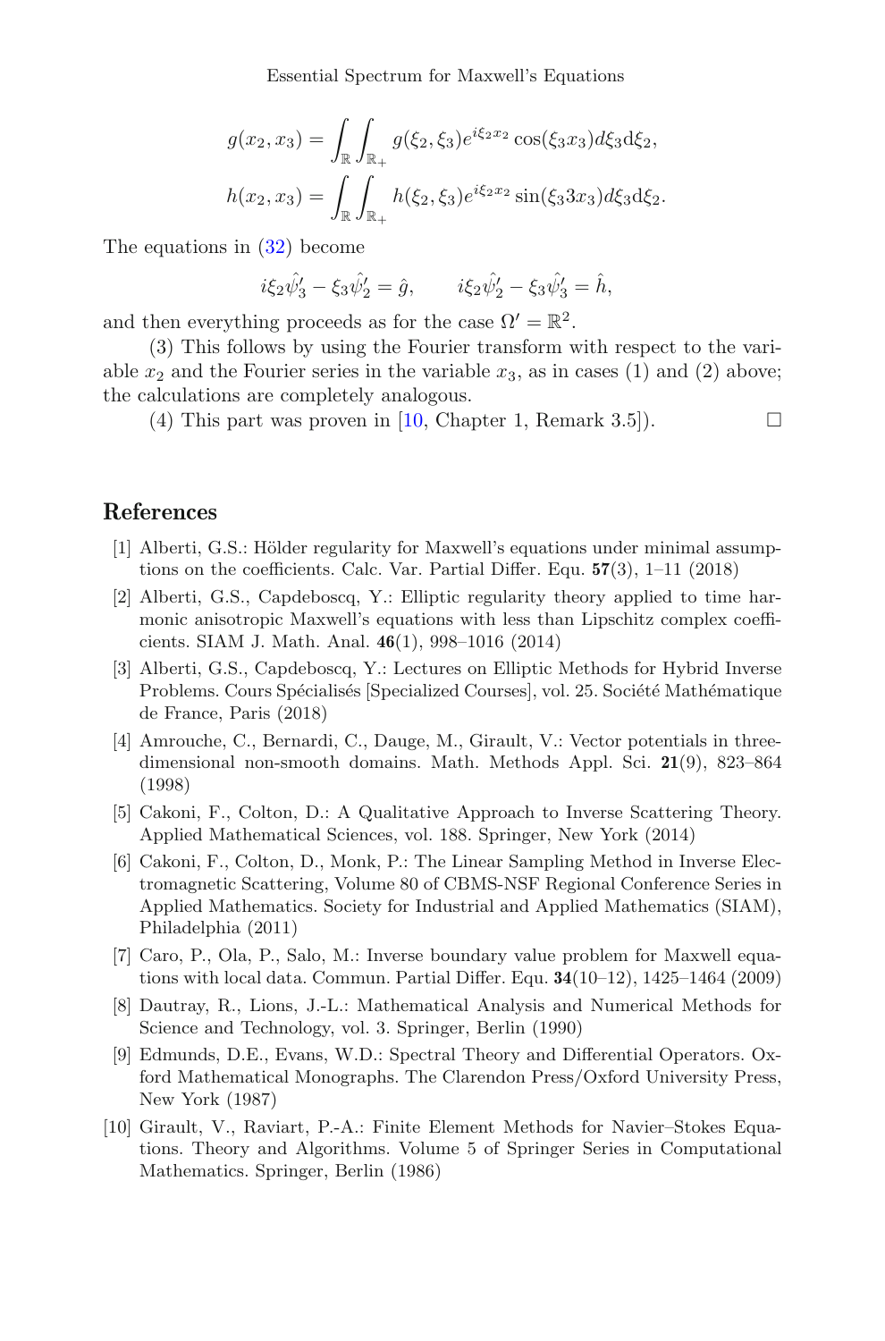$$g(x_2, x_3) = \int_{\mathbb{R}} \int_{\mathbb{R}_+} g(\xi_2, \xi_3) e^{i\xi_2 x_2} \cos(\xi_3 x_3) d\xi_3 \mathrm{d}\xi_2,$$

$$h(x_2, x_3) = \int_{\mathbb{R}} \int_{\mathbb{R}_+} h(\xi_2, \xi_3) e^{i\xi_2 x_2} \sin(\xi_3 3 x_3) d\xi_3 \mathrm{d}\xi_2.$$

The equations in (32) become

$$i\xi_2 \hat{\psi}_3' - \xi_3 \hat{\psi}_2' = \hat{g}, \qquad i\xi_2 \hat{\psi}_2' - \xi_3 \hat{\psi}_3' = \hat{h},$$

and then everything proceeds as for the case $\Omega' = \mathbb{R}^2$.

(3) This follows by using the Fourier transform with respect to the variable $x_2$ and the Fourier series in the variable $x_3$, as in cases (1) and (2) above; the calculations are completely analogous.

(4) This part was proven in [10, Chapter 1, Remark 3.5]). $\square$

## References

[1] Alberti, G.S.: Hölder regularity for Maxwell's equations under minimal assumptions on the coefficients. Calc. Var. Partial Differ. Equ. **57**(3), 1–11 (2018)

[2] Alberti, G.S., Capdeboscq, Y.: Elliptic regularity theory applied to time harmonic anisotropic Maxwell's equations with less than Lipschitz complex coefficients. SIAM J. Math. Anal. **46**(1), 998–1016 (2014)

[3] Alberti, G.S., Capdeboscq, Y.: Lectures on Elliptic Methods for Hybrid Inverse Problems. Cours Spécialisés [Specialized Courses], vol. 25. Société Mathématique de France, Paris (2018)

[4] Amrouche, C., Bernardi, C., Dauge, M., Girault, V.: Vector potentials in three-dimensional non-smooth domains. Math. Methods Appl. Sci. **21**(9), 823–864 (1998)

[5] Cakoni, F., Colton, D.: A Qualitative Approach to Inverse Scattering Theory. Applied Mathematical Sciences, vol. 188. Springer, New York (2014)

[6] Cakoni, F., Colton, D., Monk, P.: The Linear Sampling Method in Inverse Electromagnetic Scattering, Volume 80 of CBMS-NSF Regional Conference Series in Applied Mathematics. Society for Industrial and Applied Mathematics (SIAM), Philadelphia (2011)

[7] Caro, P., Ola, P., Salo, M.: Inverse boundary value problem for Maxwell equations with local data. Commun. Partial Differ. Equ. **34**(10–12), 1425–1464 (2009)

[8] Dautray, R., Lions, J.-L.: Mathematical Analysis and Numerical Methods for Science and Technology, vol. 3. Springer, Berlin (1990)

[9] Edmunds, D.E., Evans, W.D.: Spectral Theory and Differential Operators. Oxford Mathematical Monographs. The Clarendon Press/Oxford University Press, New York (1987)

[10] Girault, V., Raviart, P.-A.: Finite Element Methods for Navier–Stokes Equations. Theory and Algorithms. Volume 5 of Springer Series in Computational Mathematics. Springer, Berlin (1986)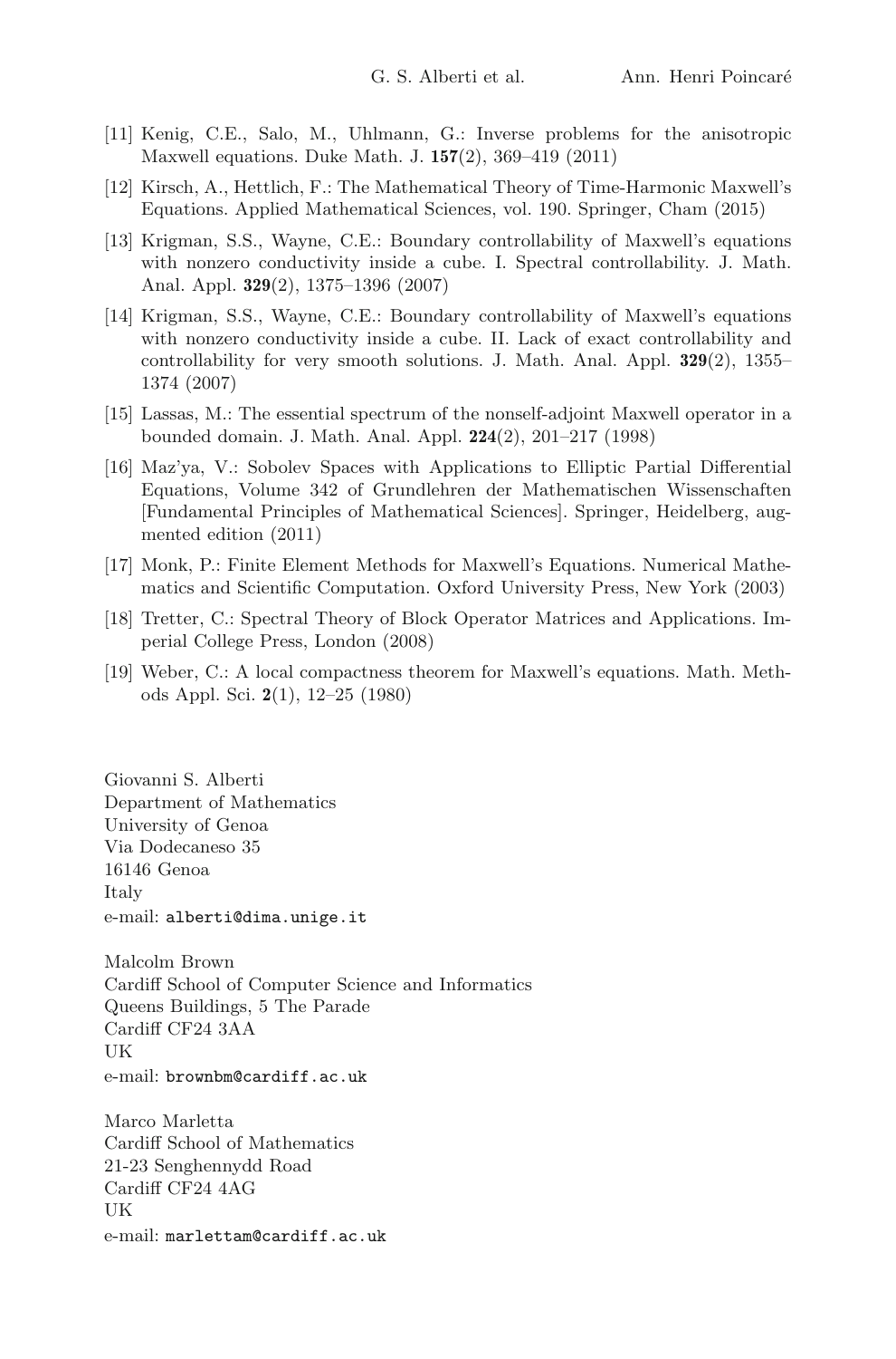[11] Kenig, C.E., Salo, M., Uhlmann, G.: Inverse problems for the anisotropic Maxwell equations. Duke Math. J. **157**(2), 369–419 (2011)

[12] Kirsch, A., Hettlich, F.: The Mathematical Theory of Time-Harmonic Maxwell's Equations. Applied Mathematical Sciences, vol. 190. Springer, Cham (2015)

[13] Krigman, S.S., Wayne, C.E.: Boundary controllability of Maxwell's equations with nonzero conductivity inside a cube. I. Spectral controllability. J. Math. Anal. Appl. **329**(2), 1375–1396 (2007)

[14] Krigman, S.S., Wayne, C.E.: Boundary controllability of Maxwell's equations with nonzero conductivity inside a cube. II. Lack of exact controllability and controllability for very smooth solutions. J. Math. Anal. Appl. **329**(2), 1355–1374 (2007)

[15] Lassas, M.: The essential spectrum of the nonself-adjoint Maxwell operator in a bounded domain. J. Math. Anal. Appl. **224**(2), 201–217 (1998)

[16] Maz'ya, V.: Sobolev Spaces with Applications to Elliptic Partial Differential Equations, Volume 342 of Grundlehren der Mathematischen Wissenschaften [Fundamental Principles of Mathematical Sciences]. Springer, Heidelberg, augmented edition (2011)

[17] Monk, P.: Finite Element Methods for Maxwell's Equations. Numerical Mathematics and Scientific Computation. Oxford University Press, New York (2003)

[18] Tretter, C.: Spectral Theory of Block Operator Matrices and Applications. Imperial College Press, London (2008)

[19] Weber, C.: A local compactness theorem for Maxwell's equations. Math. Methods Appl. Sci. **2**(1), 12–25 (1980)

Giovanni S. Alberti
Department of Mathematics
University of Genoa
Via Dodecaneso 35
16146 Genoa
Italy
e-mail: alberti@dima.unige.it

Malcolm Brown
Cardiff School of Computer Science and Informatics
Queens Buildings, 5 The Parade
Cardiff CF24 3AA
UK
e-mail: brownbm@cardiff.ac.uk

Marco Marletta
Cardiff School of Mathematics
21-23 Senghennydd Road
Cardiff CF24 4AG
UK
e-mail: marlettam@cardiff.ac.uk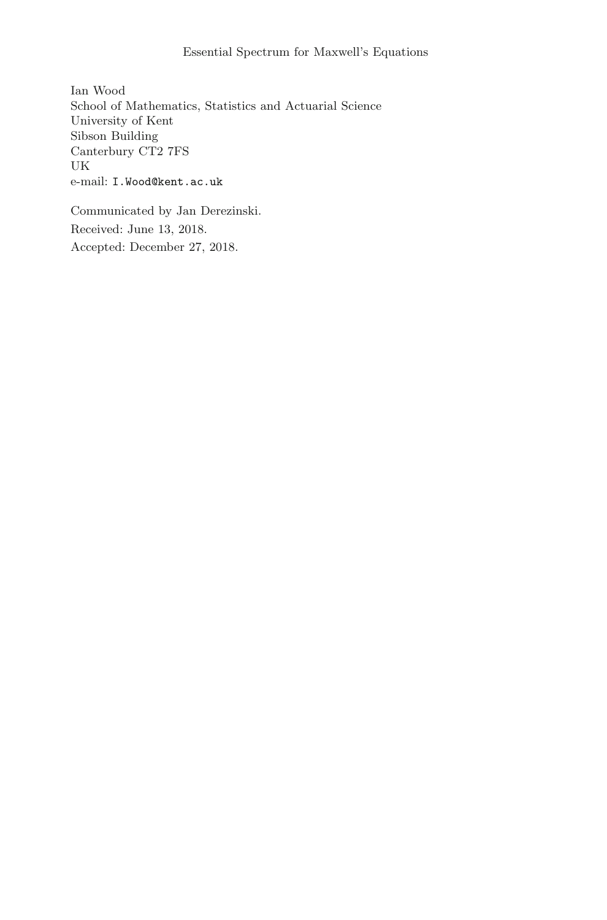Ian Wood
School of Mathematics, Statistics and Actuarial Science
University of Kent
Sibson Building
Canterbury CT2 7FS
UK
e-mail: I.Wood@kent.ac.uk

Communicated by Jan Derezinski.
Received: June 13, 2018.
Accepted: December 27, 2018.